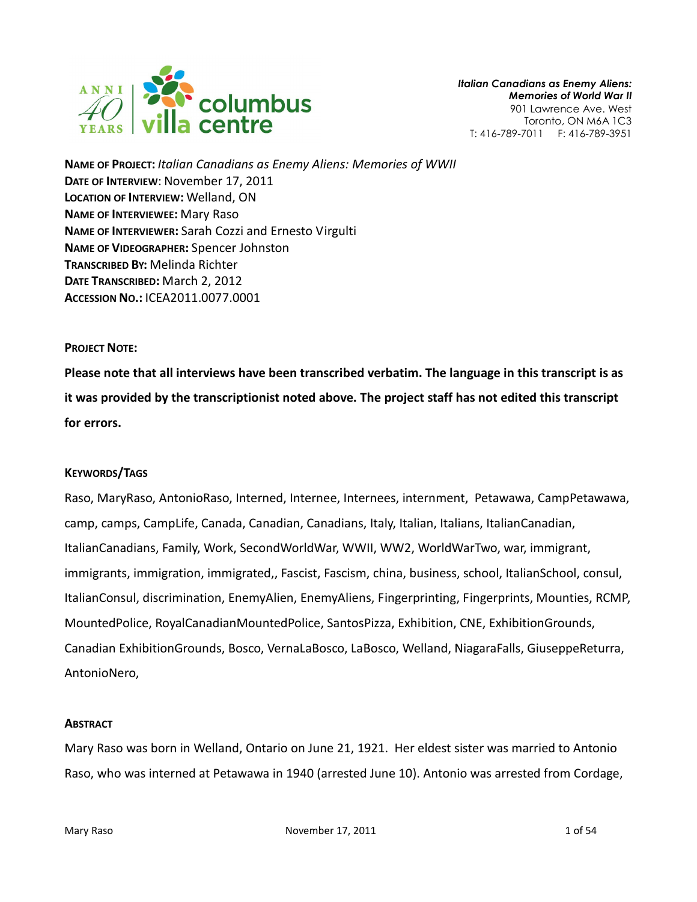*Italian Canadians as Enemy Aliens: Memories of World War II*
901 Lawrence Ave. West
Toronto, ON M6A 1C3
T: 416-789-7011 F: 416-789-3951

**NAME OF PROJECT:** *Italian Canadians as Enemy Aliens: Memories of WWII*
**DATE OF INTERVIEW**: November 17, 2011
**LOCATION OF INTERVIEW:** Welland, ON
**NAME OF INTERVIEWEE:** Mary Raso
**NAME OF INTERVIEWER:** Sarah Cozzi and Ernesto Virgulti
**NAME OF VIDEOGRAPHER:** Spencer Johnston
**TRANSCRIBED BY:** Melinda Richter
**DATE TRANSCRIBED:** March 2, 2012
**ACCESSION NO.:** ICEA2011.0077.0001

**PROJECT NOTE:**

**Please note that all interviews have been transcribed verbatim. The language in this transcript is as it was provided by the transcriptionist noted above. The project staff has not edited this transcript for errors.**

**KEYWORDS/TAGS**

Raso, MaryRaso, AntonioRaso, Interned, Internee, Internees, internment, Petawawa, CampPetawawa, camp, camps, CampLife, Canada, Canadian, Canadians, Italy, Italian, Italians, ItalianCanadian, ItalianCanadians, Family, Work, SecondWorldWar, WWII, WW2, WorldWarTwo, war, immigrant, immigrants, immigration, immigrated,, Fascist, Fascism, china, business, school, ItalianSchool, consul, ItalianConsul, discrimination, EnemyAlien, EnemyAliens, Fingerprinting, Fingerprints, Mounties, RCMP, MountedPolice, RoyalCanadianMountedPolice, SantosPizza, Exhibition, CNE, ExhibitionGrounds, Canadian ExhibitionGrounds, Bosco, VernaLaBosco, LaBosco, Welland, NiagaraFalls, GiuseppeReturra, AntonioNero,

**ABSTRACT**

Mary Raso was born in Welland, Ontario on June 21, 1921. Her eldest sister was married to Antonio Raso, who was interned at Petawawa in 1940 (arrested June 10). Antonio was arrested from Cordage,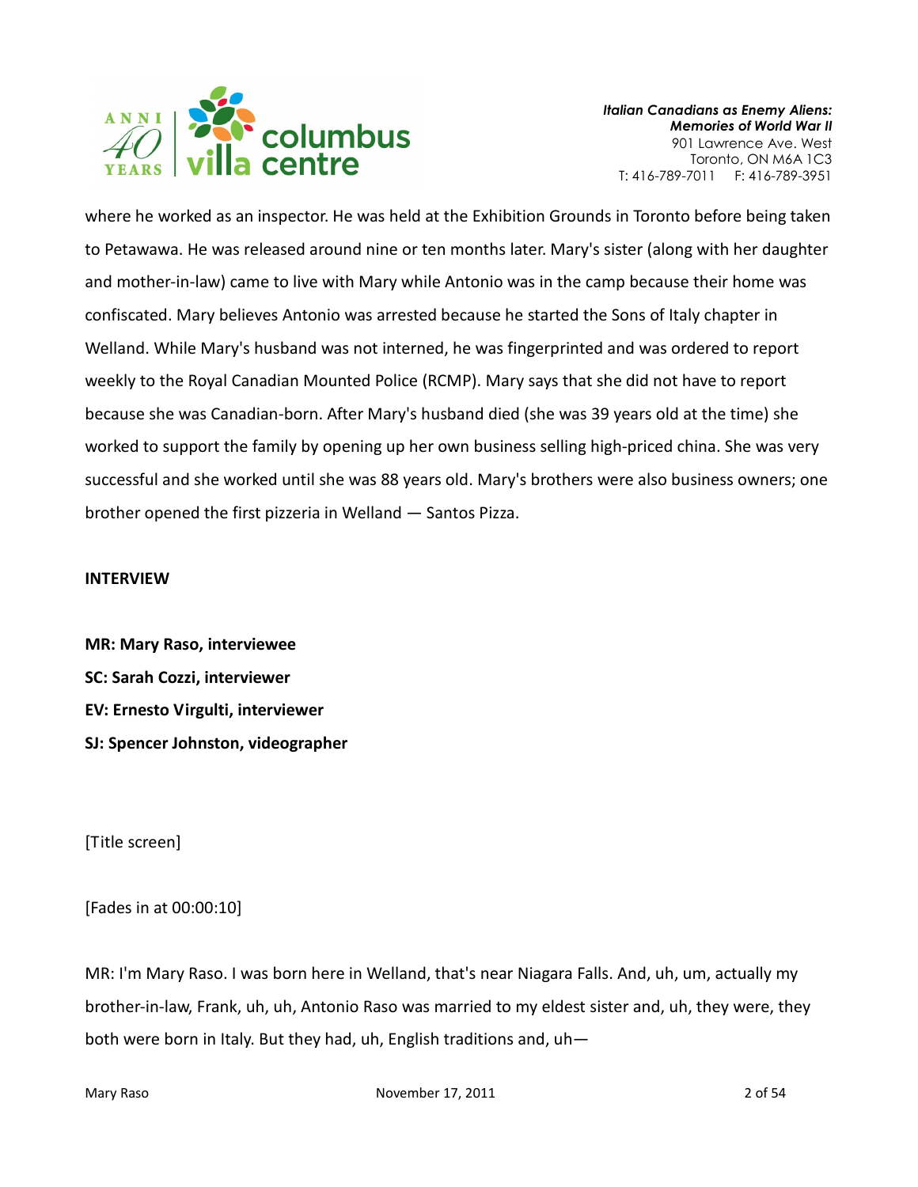where he worked as an inspector. He was held at the Exhibition Grounds in Toronto before being taken to Petawawa. He was released around nine or ten months later. Mary's sister (along with her daughter and mother-in-law) came to live with Mary while Antonio was in the camp because their home was confiscated. Mary believes Antonio was arrested because he started the Sons of Italy chapter in Welland. While Mary's husband was not interned, he was fingerprinted and was ordered to report weekly to the Royal Canadian Mounted Police (RCMP). Mary says that she did not have to report because she was Canadian-born. After Mary's husband died (she was 39 years old at the time) she worked to support the family by opening up her own business selling high-priced china. She was very successful and she worked until she was 88 years old. Mary's brothers were also business owners; one brother opened the first pizzeria in Welland — Santos Pizza.

**INTERVIEW**

**MR: Mary Raso, interviewee**

**SC: Sarah Cozzi, interviewer**

**EV: Ernesto Virgulti, interviewer**

**SJ: Spencer Johnston, videographer**

[Title screen]

[Fades in at 00:00:10]

MR: I'm Mary Raso. I was born here in Welland, that's near Niagara Falls. And, uh, um, actually my brother-in-law, Frank, uh, uh, Antonio Raso was married to my eldest sister and, uh, they were, they both were born in Italy. But they had, uh, English traditions and, uh—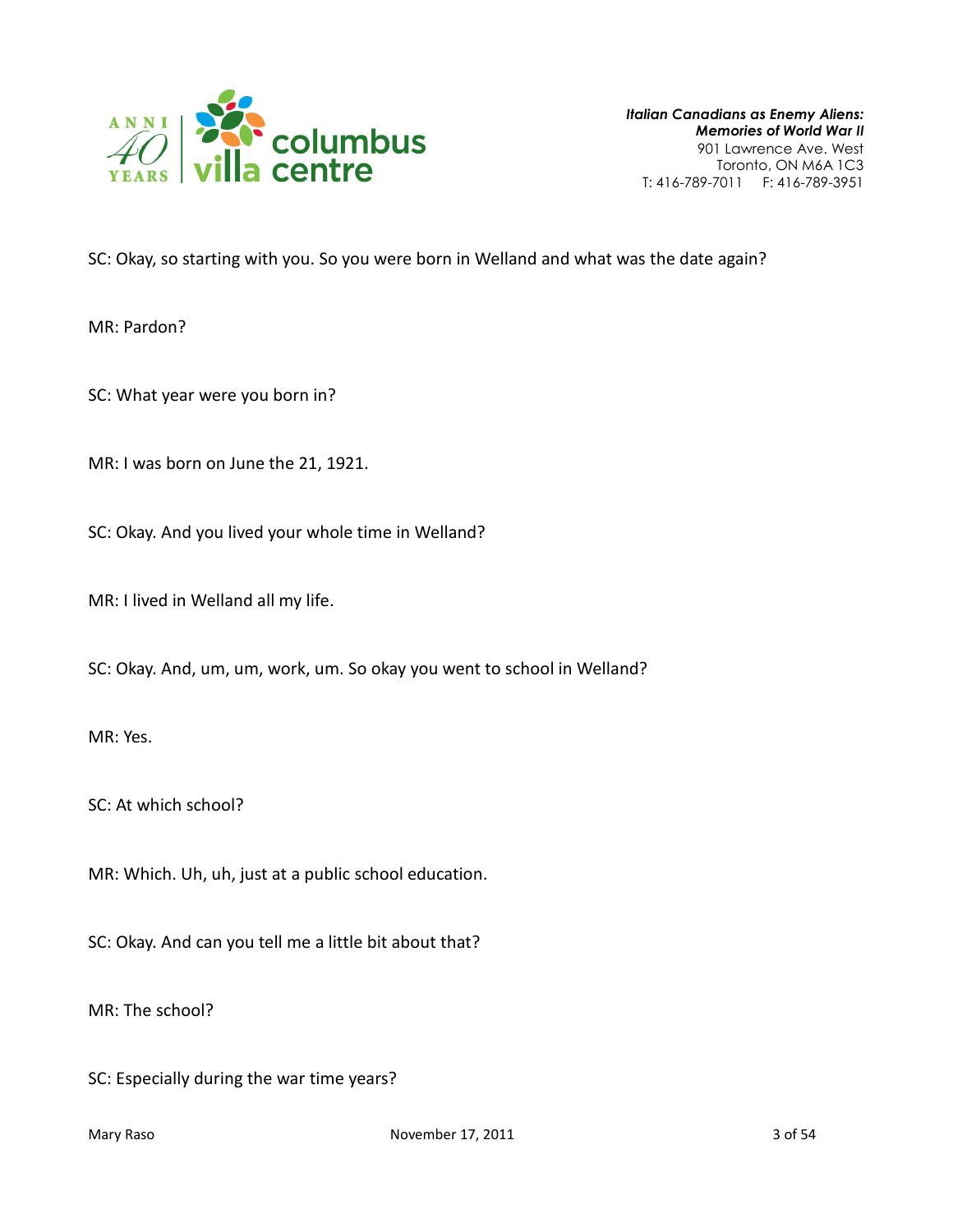SC: Okay, so starting with you. So you were born in Welland and what was the date again?

MR: Pardon?

SC: What year were you born in?

MR: I was born on June the 21, 1921.

SC: Okay. And you lived your whole time in Welland?

MR: I lived in Welland all my life.

SC: Okay. And, um, um, work, um. So okay you went to school in Welland?

MR: Yes.

SC: At which school?

MR: Which. Uh, uh, just at a public school education.

SC: Okay. And can you tell me a little bit about that?

MR: The school?

SC: Especially during the war time years?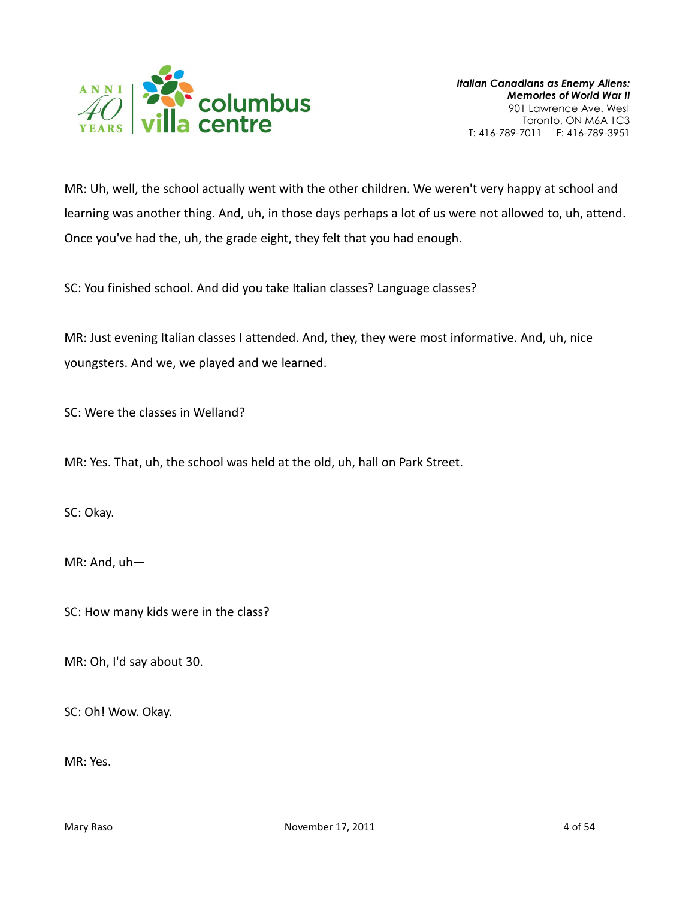MR: Uh, well, the school actually went with the other children. We weren't very happy at school and learning was another thing. And, uh, in those days perhaps a lot of us were not allowed to, uh, attend. Once you've had the, uh, the grade eight, they felt that you had enough.

SC: You finished school. And did you take Italian classes? Language classes?

MR: Just evening Italian classes I attended. And, they, they were most informative. And, uh, nice youngsters. And we, we played and we learned.

SC: Were the classes in Welland?

MR: Yes. That, uh, the school was held at the old, uh, hall on Park Street.

SC: Okay.

MR: And, uh—

SC: How many kids were in the class?

MR: Oh, I'd say about 30.

SC: Oh! Wow. Okay.

MR: Yes.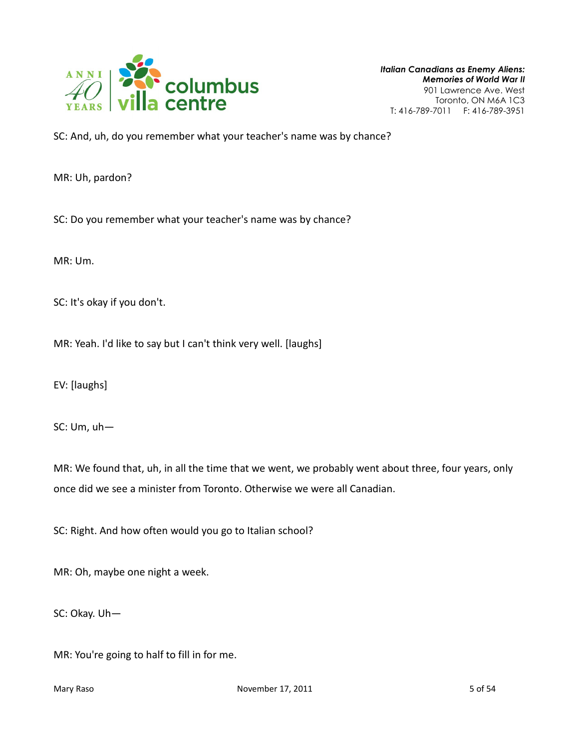SC: And, uh, do you remember what your teacher's name was by chance?

MR: Uh, pardon?

SC: Do you remember what your teacher's name was by chance?

MR: Um.

SC: It's okay if you don't.

MR: Yeah. I'd like to say but I can't think very well. [laughs]

EV: [laughs]

SC: Um, uh—

MR: We found that, uh, in all the time that we went, we probably went about three, four years, only once did we see a minister from Toronto. Otherwise we were all Canadian.

SC: Right. And how often would you go to Italian school?

MR: Oh, maybe one night a week.

SC: Okay. Uh—

MR: You're going to half to fill in for me.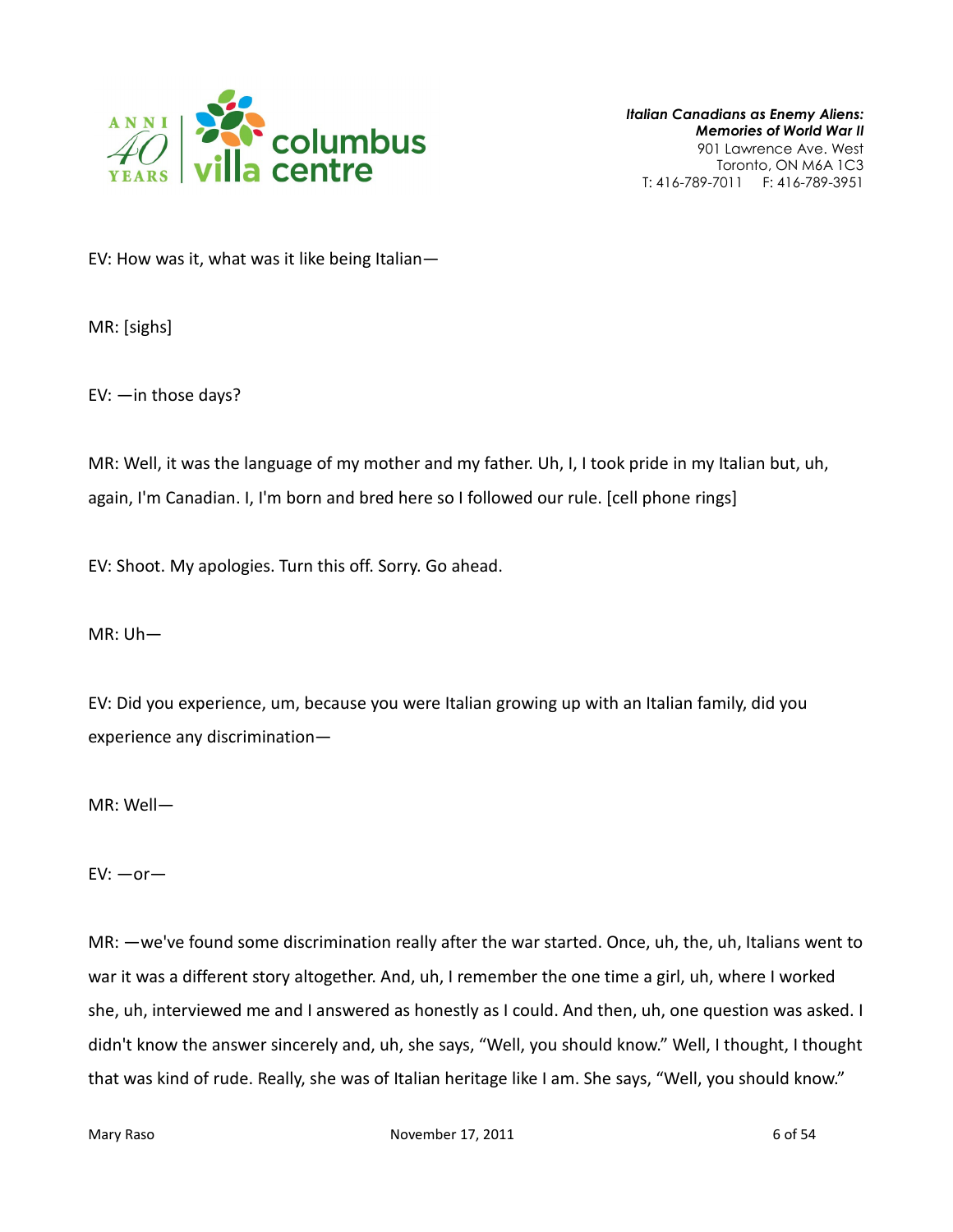EV: How was it, what was it like being Italian—

MR: [sighs]

EV: —in those days?

MR: Well, it was the language of my mother and my father. Uh, I, I took pride in my Italian but, uh, again, I'm Canadian. I, I'm born and bred here so I followed our rule. [cell phone rings]

EV: Shoot. My apologies. Turn this off. Sorry. Go ahead.

MR: Uh—

EV: Did you experience, um, because you were Italian growing up with an Italian family, did you experience any discrimination—

MR: Well—

EV: —or—

MR: —we've found some discrimination really after the war started. Once, uh, the, uh, Italians went to war it was a different story altogether. And, uh, I remember the one time a girl, uh, where I worked she, uh, interviewed me and I answered as honestly as I could. And then, uh, one question was asked. I didn't know the answer sincerely and, uh, she says, "Well, you should know." Well, I thought, I thought that was kind of rude. Really, she was of Italian heritage like I am. She says, "Well, you should know."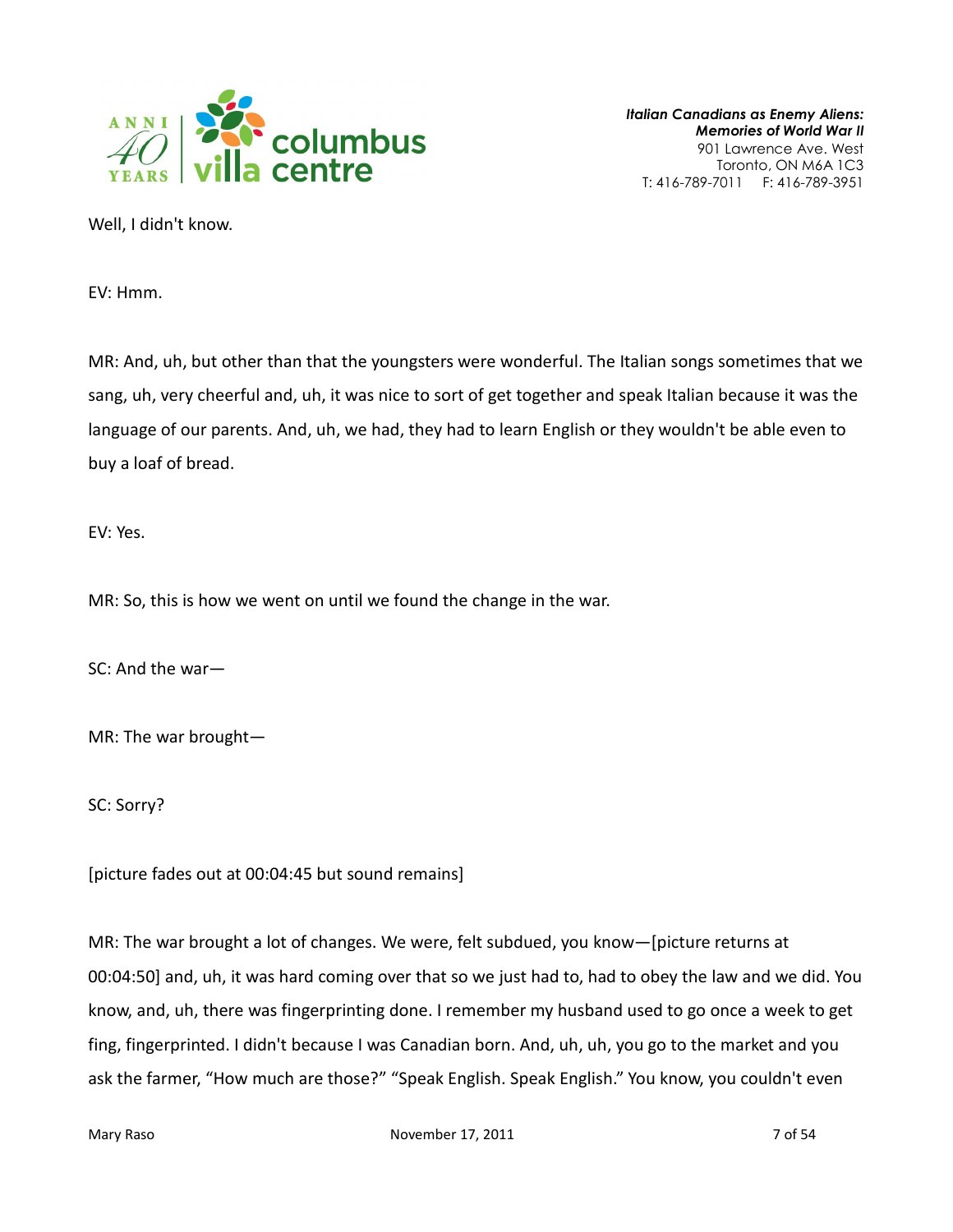Well, I didn't know.

EV: Hmm.

MR: And, uh, but other than that the youngsters were wonderful. The Italian songs sometimes that we sang, uh, very cheerful and, uh, it was nice to sort of get together and speak Italian because it was the language of our parents. And, uh, we had, they had to learn English or they wouldn't be able even to buy a loaf of bread.

EV: Yes.

MR: So, this is how we went on until we found the change in the war.

SC: And the war—

MR: The war brought—

SC: Sorry?

[picture fades out at 00:04:45 but sound remains]

MR: The war brought a lot of changes. We were, felt subdued, you know—[picture returns at 00:04:50] and, uh, it was hard coming over that so we just had to, had to obey the law and we did. You know, and, uh, there was fingerprinting done. I remember my husband used to go once a week to get fing, fingerprinted. I didn't because I was Canadian born. And, uh, uh, you go to the market and you ask the farmer, "How much are those?" "Speak English. Speak English." You know, you couldn't even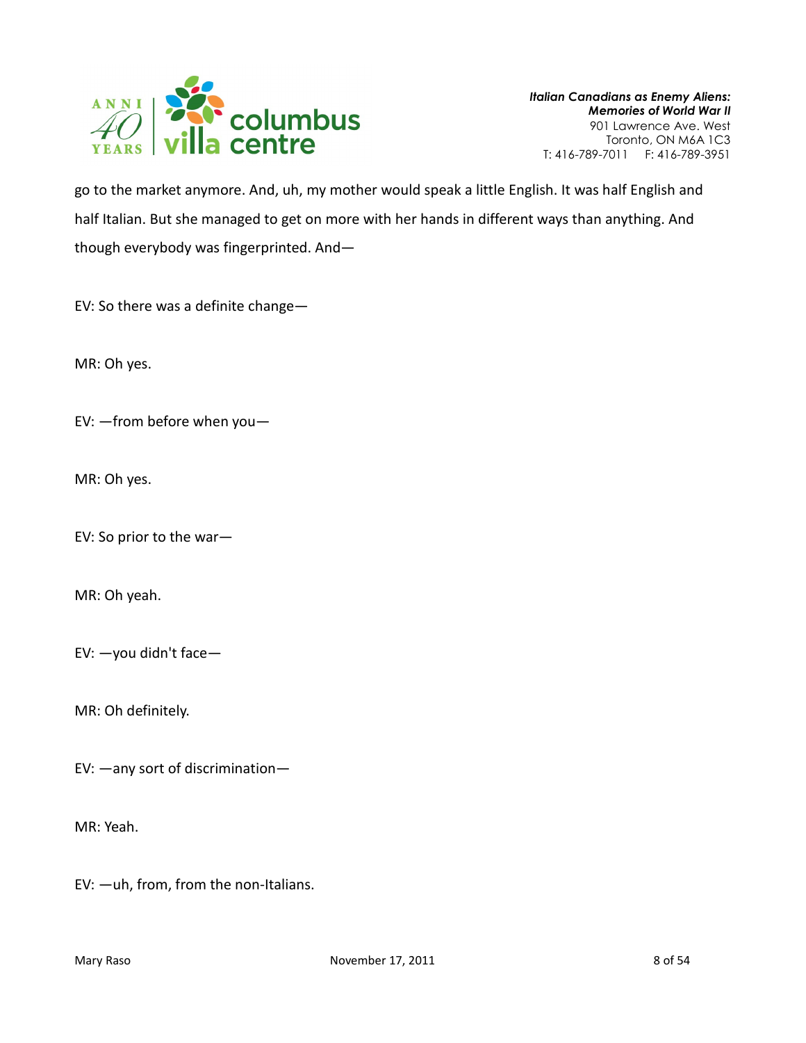go to the market anymore. And, uh, my mother would speak a little English. It was half English and half Italian. But she managed to get on more with her hands in different ways than anything. And though everybody was fingerprinted. And—

EV: So there was a definite change—

MR: Oh yes.

EV: —from before when you—

MR: Oh yes.

EV: So prior to the war—

MR: Oh yeah.

EV: —you didn't face—

MR: Oh definitely.

EV: —any sort of discrimination—

MR: Yeah.

EV: —uh, from, from the non-Italians.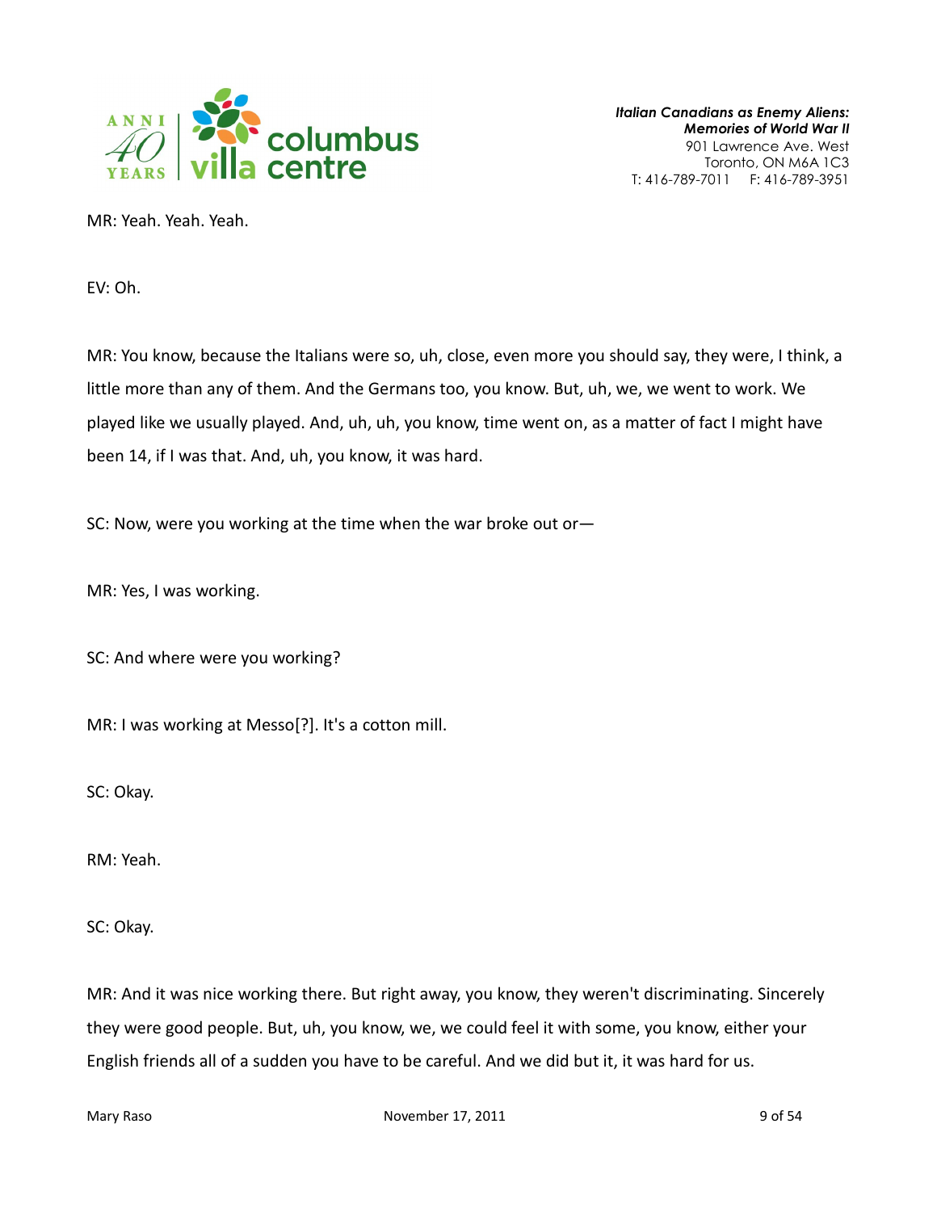MR: Yeah. Yeah. Yeah.

EV: Oh.

MR: You know, because the Italians were so, uh, close, even more you should say, they were, I think, a little more than any of them. And the Germans too, you know. But, uh, we, we went to work. We played like we usually played. And, uh, uh, you know, time went on, as a matter of fact I might have been 14, if I was that. And, uh, you know, it was hard.

SC: Now, were you working at the time when the war broke out or—

MR: Yes, I was working.

SC: And where were you working?

MR: I was working at Messo[?]. It's a cotton mill.

SC: Okay.

RM: Yeah.

SC: Okay.

MR: And it was nice working there. But right away, you know, they weren't discriminating. Sincerely they were good people. But, uh, you know, we, we could feel it with some, you know, either your English friends all of a sudden you have to be careful. And we did but it, it was hard for us.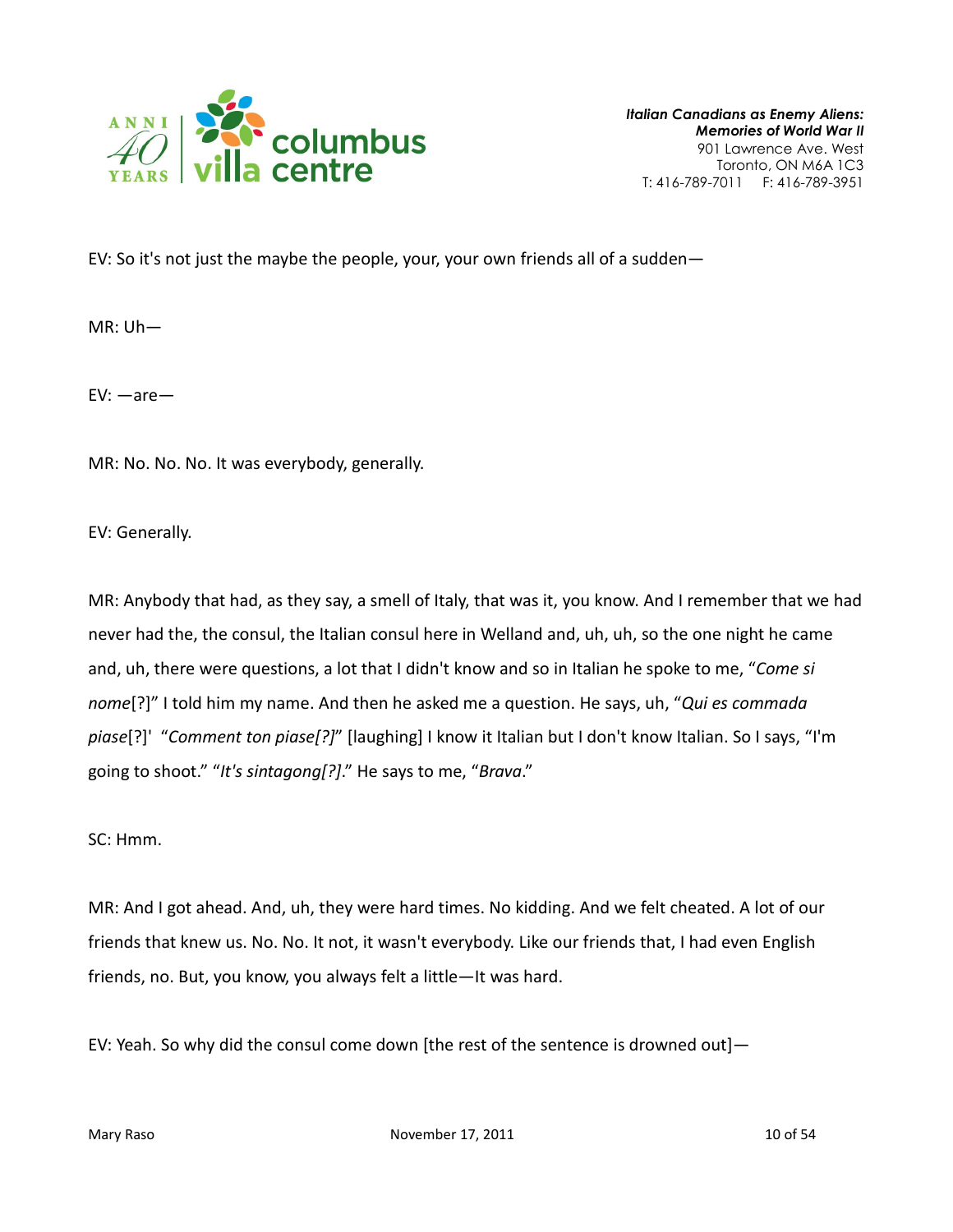EV: So it's not just the maybe the people, your, your own friends all of a sudden—

MR: Uh—

EV: —are—

MR: No. No. No. It was everybody, generally.

EV: Generally.

MR: Anybody that had, as they say, a smell of Italy, that was it, you know. And I remember that we had never had the, the consul, the Italian consul here in Welland and, uh, uh, so the one night he came and, uh, there were questions, a lot that I didn't know and so in Italian he spoke to me, "*Come si nome*[?]" I told him my name. And then he asked me a question. He says, uh, "*Qui es commada piase*[?]' "*Comment ton piase[?]*" [laughing] I know it Italian but I don't know Italian. So I says, "I'm going to shoot." "*It's sintagong[?]*." He says to me, "*Brava*."

SC: Hmm.

MR: And I got ahead. And, uh, they were hard times. No kidding. And we felt cheated. A lot of our friends that knew us. No. No. It not, it wasn't everybody. Like our friends that, I had even English friends, no. But, you know, you always felt a little—It was hard.

EV: Yeah. So why did the consul come down [the rest of the sentence is drowned out]—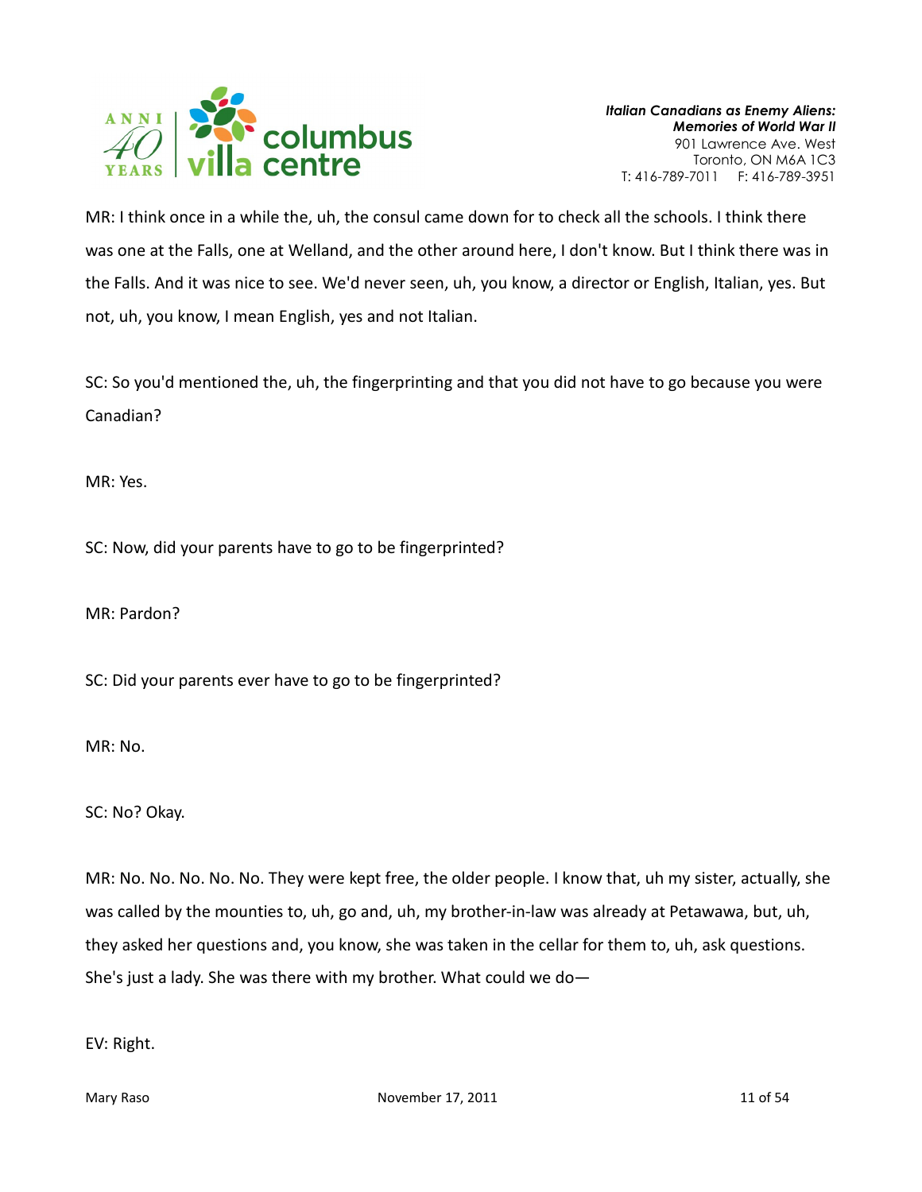MR: I think once in a while the, uh, the consul came down for to check all the schools. I think there was one at the Falls, one at Welland, and the other around here, I don't know. But I think there was in the Falls. And it was nice to see. We'd never seen, uh, you know, a director or English, Italian, yes. But not, uh, you know, I mean English, yes and not Italian.

SC: So you'd mentioned the, uh, the fingerprinting and that you did not have to go because you were Canadian?

MR: Yes.

SC: Now, did your parents have to go to be fingerprinted?

MR: Pardon?

SC: Did your parents ever have to go to be fingerprinted?

MR: No.

SC: No? Okay.

MR: No. No. No. No. No. They were kept free, the older people. I know that, uh my sister, actually, she was called by the mounties to, uh, go and, uh, my brother-in-law was already at Petawawa, but, uh, they asked her questions and, you know, she was taken in the cellar for them to, uh, ask questions. She's just a lady. She was there with my brother. What could we do—

EV: Right.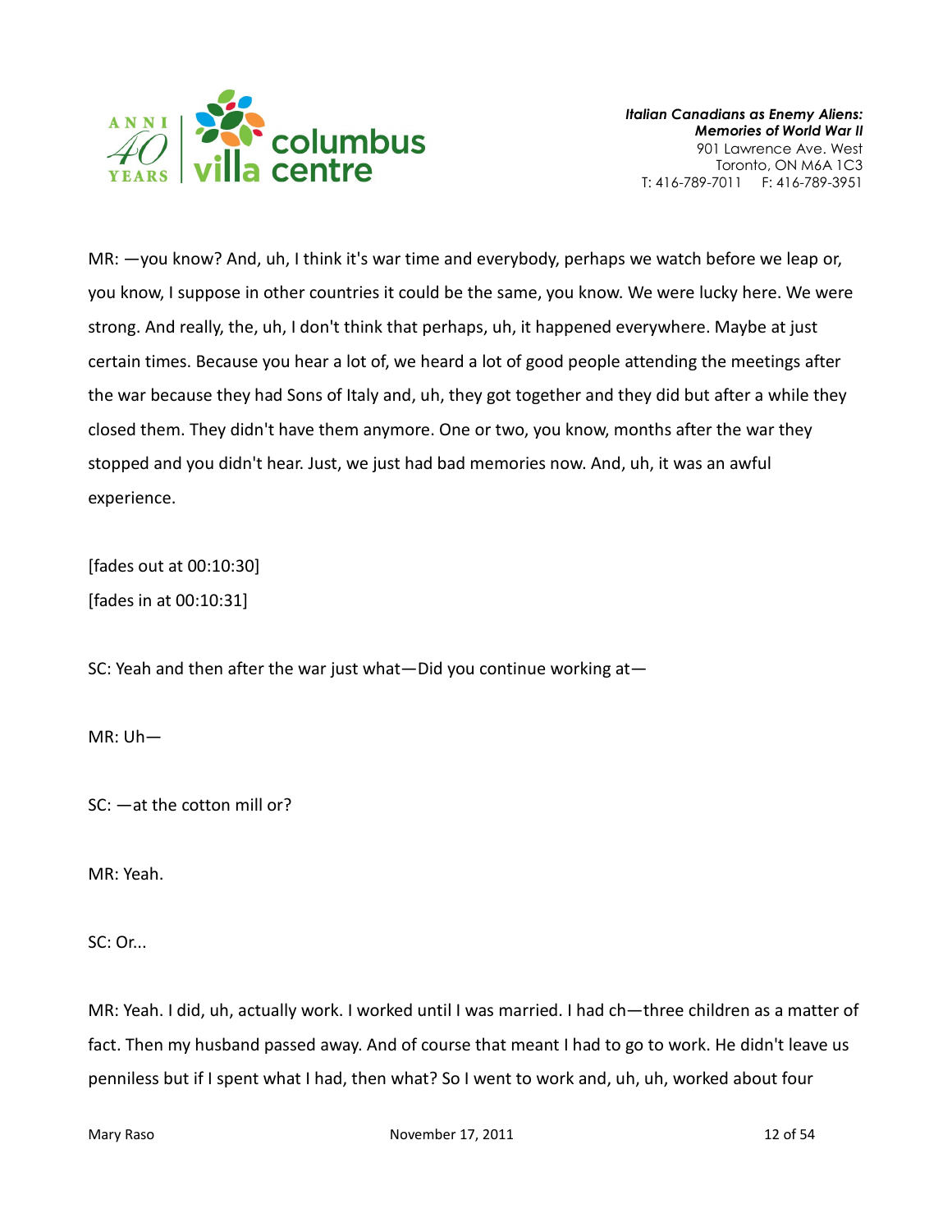MR: —you know? And, uh, I think it's war time and everybody, perhaps we watch before we leap or, you know, I suppose in other countries it could be the same, you know. We were lucky here. We were strong. And really, the, uh, I don't think that perhaps, uh, it happened everywhere. Maybe at just certain times. Because you hear a lot of, we heard a lot of good people attending the meetings after the war because they had Sons of Italy and, uh, they got together and they did but after a while they closed them. They didn't have them anymore. One or two, you know, months after the war they stopped and you didn't hear. Just, we just had bad memories now. And, uh, it was an awful experience.

[fades out at 00:10:30]
[fades in at 00:10:31]

SC: Yeah and then after the war just what—Did you continue working at—

MR: Uh—

SC: —at the cotton mill or?

MR: Yeah.

SC: Or...

MR: Yeah. I did, uh, actually work. I worked until I was married. I had ch—three children as a matter of fact. Then my husband passed away. And of course that meant I had to go to work. He didn't leave us penniless but if I spent what I had, then what? So I went to work and, uh, uh, worked about four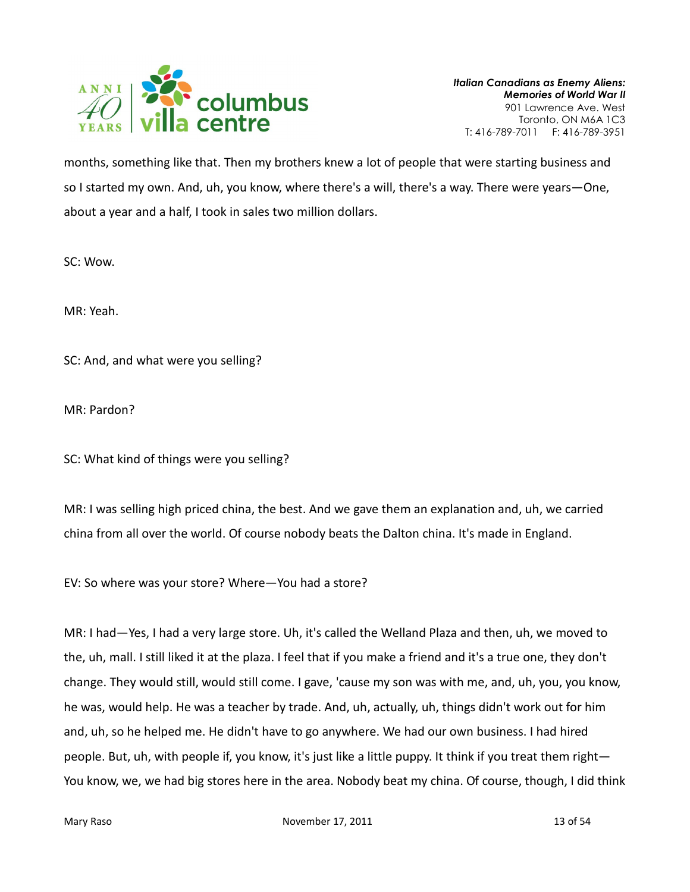months, something like that. Then my brothers knew a lot of people that were starting business and so I started my own. And, uh, you know, where there's a will, there's a way. There were years—One, about a year and a half, I took in sales two million dollars.

SC: Wow.

MR: Yeah.

SC: And, and what were you selling?

MR: Pardon?

SC: What kind of things were you selling?

MR: I was selling high priced china, the best. And we gave them an explanation and, uh, we carried china from all over the world. Of course nobody beats the Dalton china. It's made in England.

EV: So where was your store? Where—You had a store?

MR: I had—Yes, I had a very large store. Uh, it's called the Welland Plaza and then, uh, we moved to the, uh, mall. I still liked it at the plaza. I feel that if you make a friend and it's a true one, they don't change. They would still, would still come. I gave, 'cause my son was with me, and, uh, you, you know, he was, would help. He was a teacher by trade. And, uh, actually, uh, things didn't work out for him and, uh, so he helped me. He didn't have to go anywhere. We had our own business. I had hired people. But, uh, with people if, you know, it's just like a little puppy. It think if you treat them right—You know, we, we had big stores here in the area. Nobody beat my china. Of course, though, I did think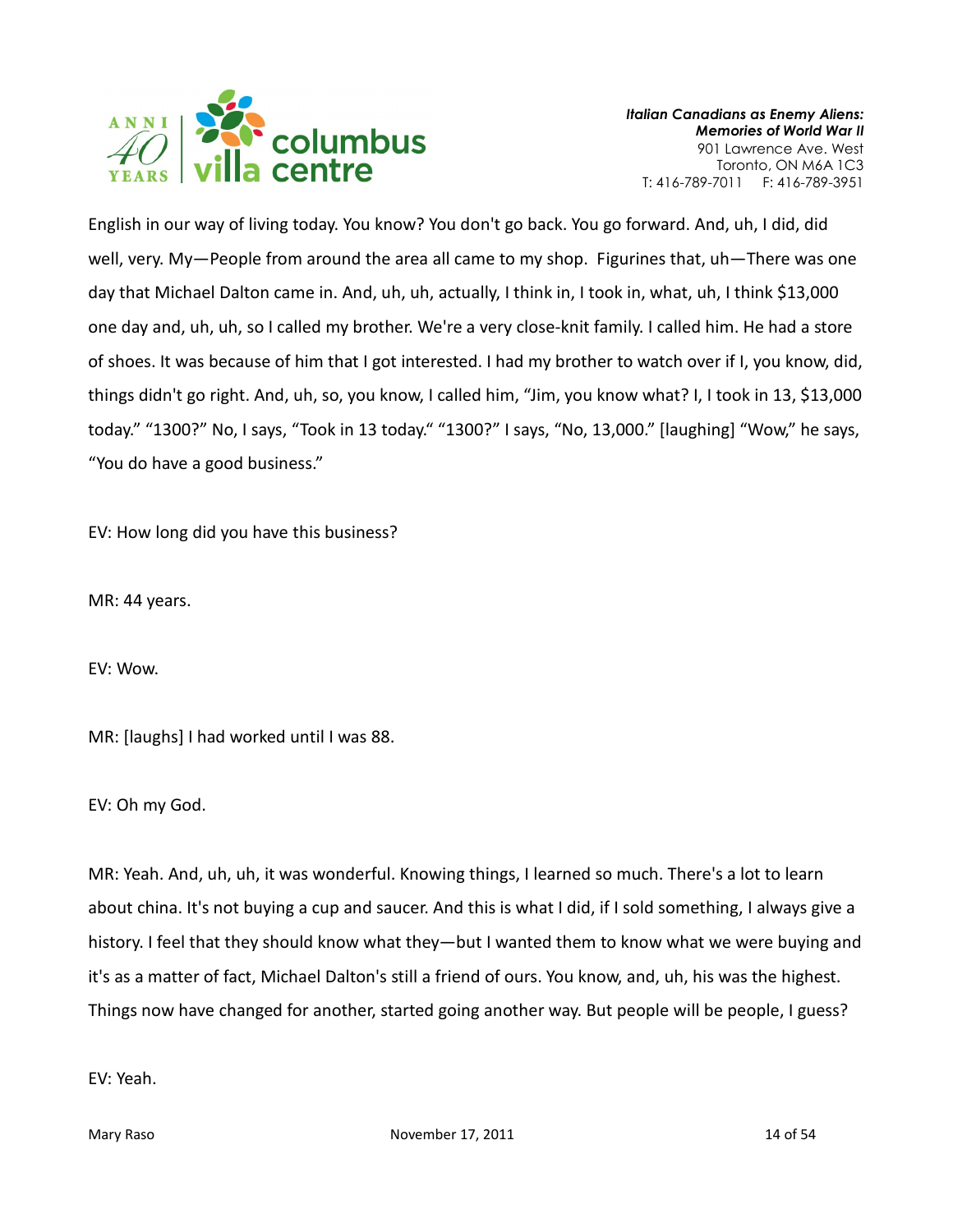English in our way of living today. You know? You don't go back. You go forward. And, uh, I did, did well, very. My—People from around the area all came to my shop.  Figurines that, uh—There was one day that Michael Dalton came in. And, uh, uh, actually, I think in, I took in, what, uh, I think $13,000 one day and, uh, uh, so I called my brother. We're a very close-knit family. I called him. He had a store of shoes. It was because of him that I got interested. I had my brother to watch over if I, you know, did, things didn't go right. And, uh, so, you know, I called him, "Jim, you know what? I, I took in 13, $13,000 today." "1300?" No, I says, "Took in 13 today." "1300?" I says, "No, 13,000." [laughing] "Wow," he says, "You do have a good business."

EV: How long did you have this business?

MR: 44 years.

EV: Wow.

MR: [laughs] I had worked until I was 88.

EV: Oh my God.

MR: Yeah. And, uh, uh, it was wonderful. Knowing things, I learned so much. There's a lot to learn about china. It's not buying a cup and saucer. And this is what I did, if I sold something, I always give a history. I feel that they should know what they—but I wanted them to know what we were buying and it's as a matter of fact, Michael Dalton's still a friend of ours. You know, and, uh, his was the highest. Things now have changed for another, started going another way. But people will be people, I guess?

EV: Yeah.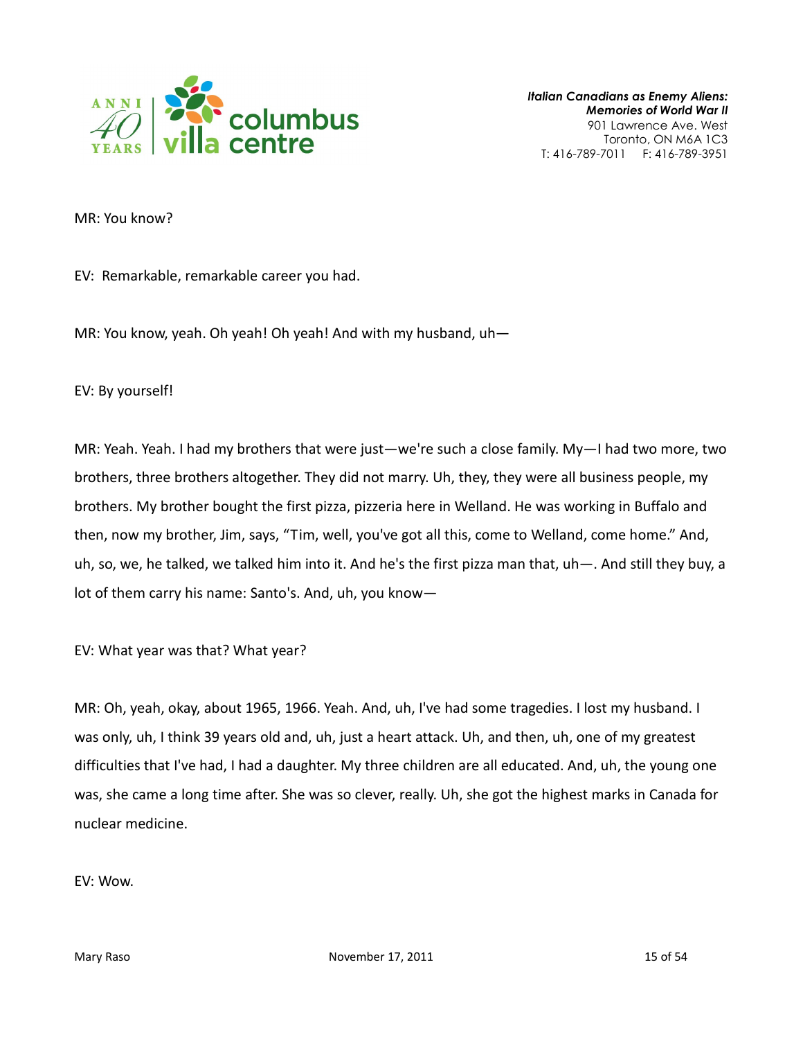MR: You know?

EV: Remarkable, remarkable career you had.

MR: You know, yeah. Oh yeah! Oh yeah! And with my husband, uh—

EV: By yourself!

MR: Yeah. Yeah. I had my brothers that were just—we're such a close family. My—I had two more, two brothers, three brothers altogether. They did not marry. Uh, they, they were all business people, my brothers. My brother bought the first pizza, pizzeria here in Welland. He was working in Buffalo and then, now my brother, Jim, says, "Tim, well, you've got all this, come to Welland, come home." And, uh, so, we, he talked, we talked him into it. And he's the first pizza man that, uh—. And still they buy, a lot of them carry his name: Santo's. And, uh, you know—

EV: What year was that? What year?

MR: Oh, yeah, okay, about 1965, 1966. Yeah. And, uh, I've had some tragedies. I lost my husband. I was only, uh, I think 39 years old and, uh, just a heart attack. Uh, and then, uh, one of my greatest difficulties that I've had, I had a daughter. My three children are all educated. And, uh, the young one was, she came a long time after. She was so clever, really. Uh, she got the highest marks in Canada for nuclear medicine.

EV: Wow.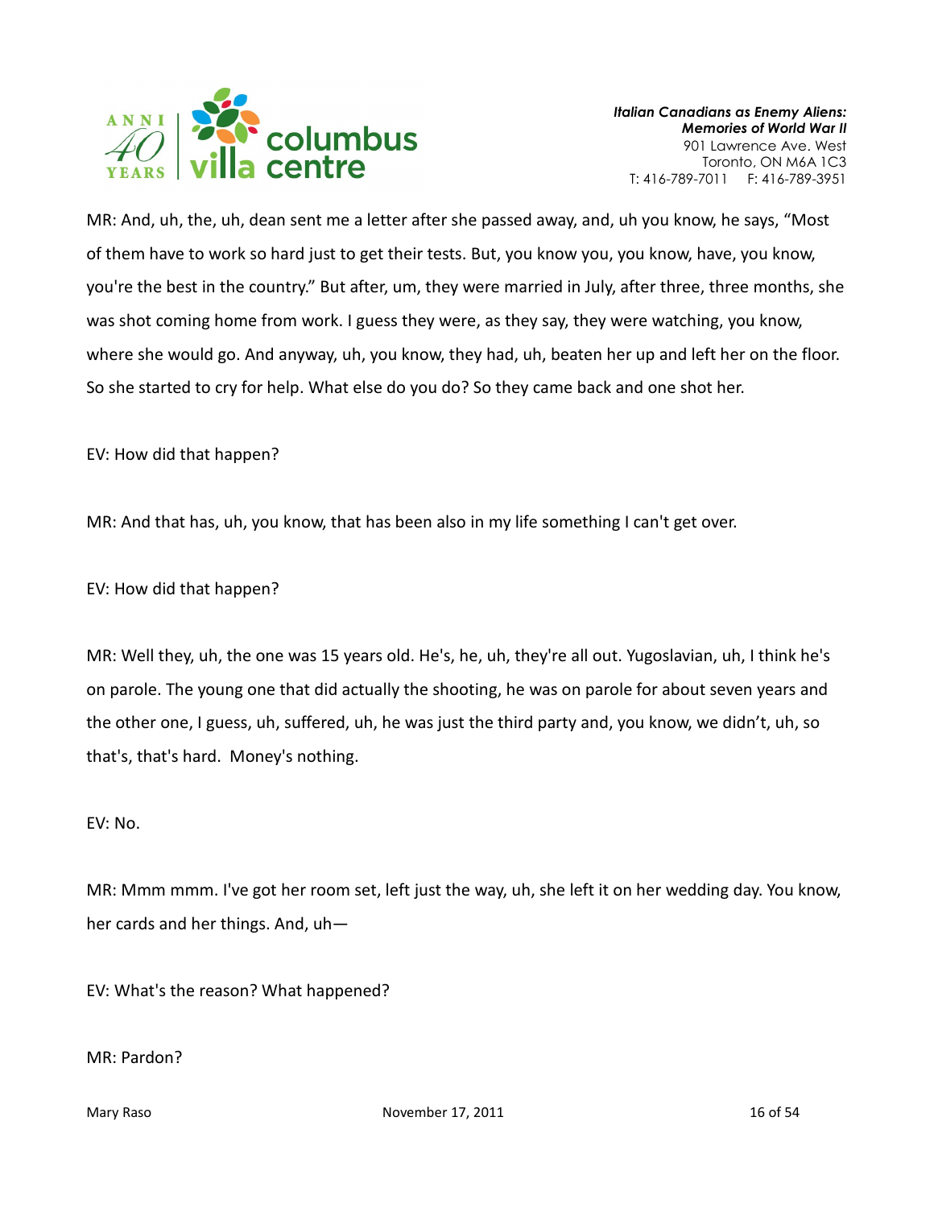MR: And, uh, the, uh, dean sent me a letter after she passed away, and, uh you know, he says, "Most of them have to work so hard just to get their tests. But, you know you, you know, have, you know, you're the best in the country." But after, um, they were married in July, after three, three months, she was shot coming home from work. I guess they were, as they say, they were watching, you know, where she would go. And anyway, uh, you know, they had, uh, beaten her up and left her on the floor. So she started to cry for help. What else do you do? So they came back and one shot her.

EV: How did that happen?

MR: And that has, uh, you know, that has been also in my life something I can't get over.

EV: How did that happen?

MR: Well they, uh, the one was 15 years old. He's, he, uh, they're all out. Yugoslavian, uh, I think he's on parole. The young one that did actually the shooting, he was on parole for about seven years and the other one, I guess, uh, suffered, uh, he was just the third party and, you know, we didn't, uh, so that's, that's hard. Money's nothing.

EV: No.

MR: Mmm mmm. I've got her room set, left just the way, uh, she left it on her wedding day. You know, her cards and her things. And, uh—

EV: What's the reason? What happened?

MR: Pardon?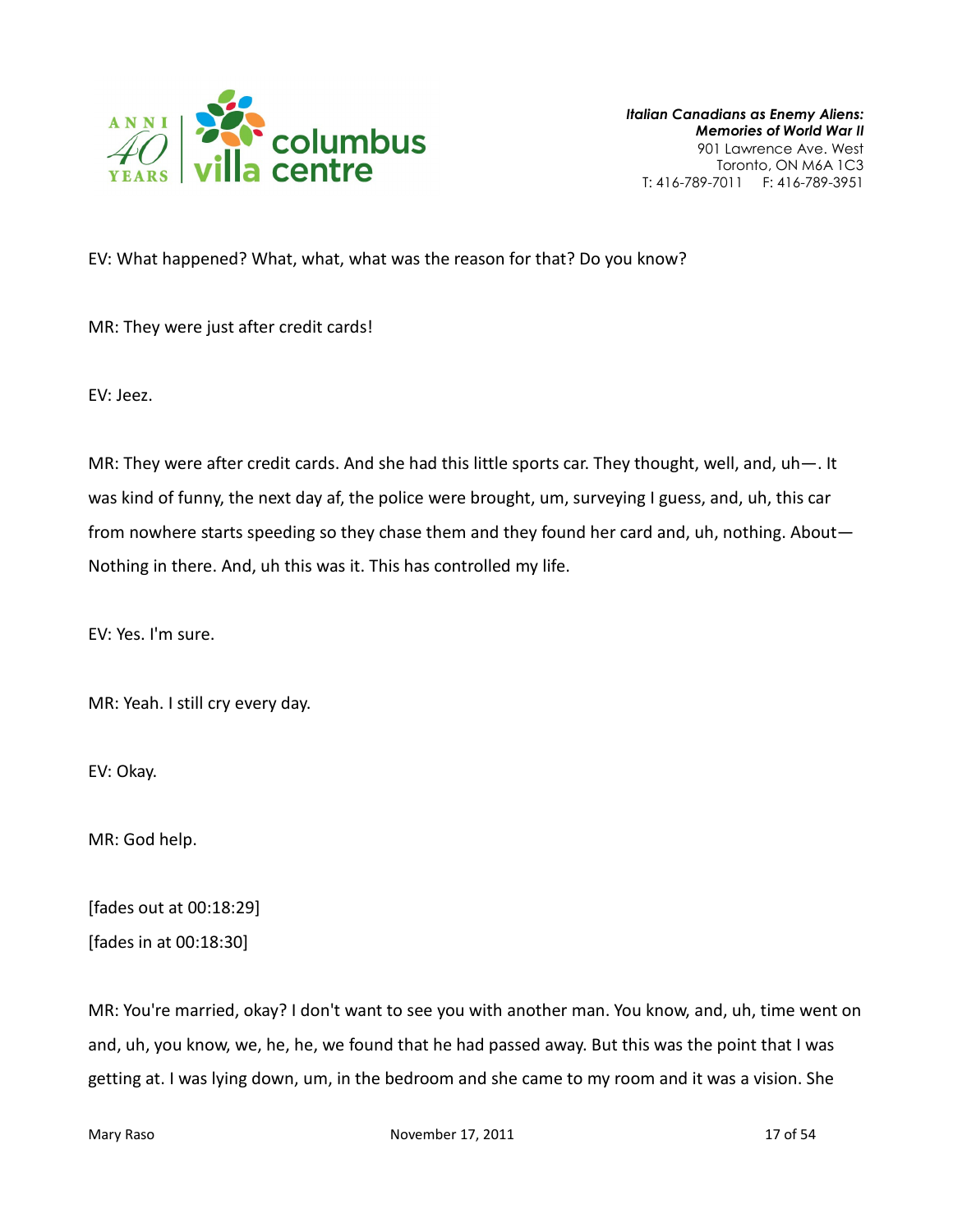EV: What happened? What, what, what was the reason for that? Do you know?

MR: They were just after credit cards!

EV: Jeez.

MR: They were after credit cards. And she had this little sports car. They thought, well, and, uh—. It was kind of funny, the next day af, the police were brought, um, surveying I guess, and, uh, this car from nowhere starts speeding so they chase them and they found her card and, uh, nothing. About—Nothing in there. And, uh this was it. This has controlled my life.

EV: Yes. I'm sure.

MR: Yeah. I still cry every day.

EV: Okay.

MR: God help.

[fades out at 00:18:29]
[fades in at 00:18:30]

MR: You're married, okay? I don't want to see you with another man. You know, and, uh, time went on and, uh, you know, we, he, he, we found that he had passed away. But this was the point that I was getting at. I was lying down, um, in the bedroom and she came to my room and it was a vision. She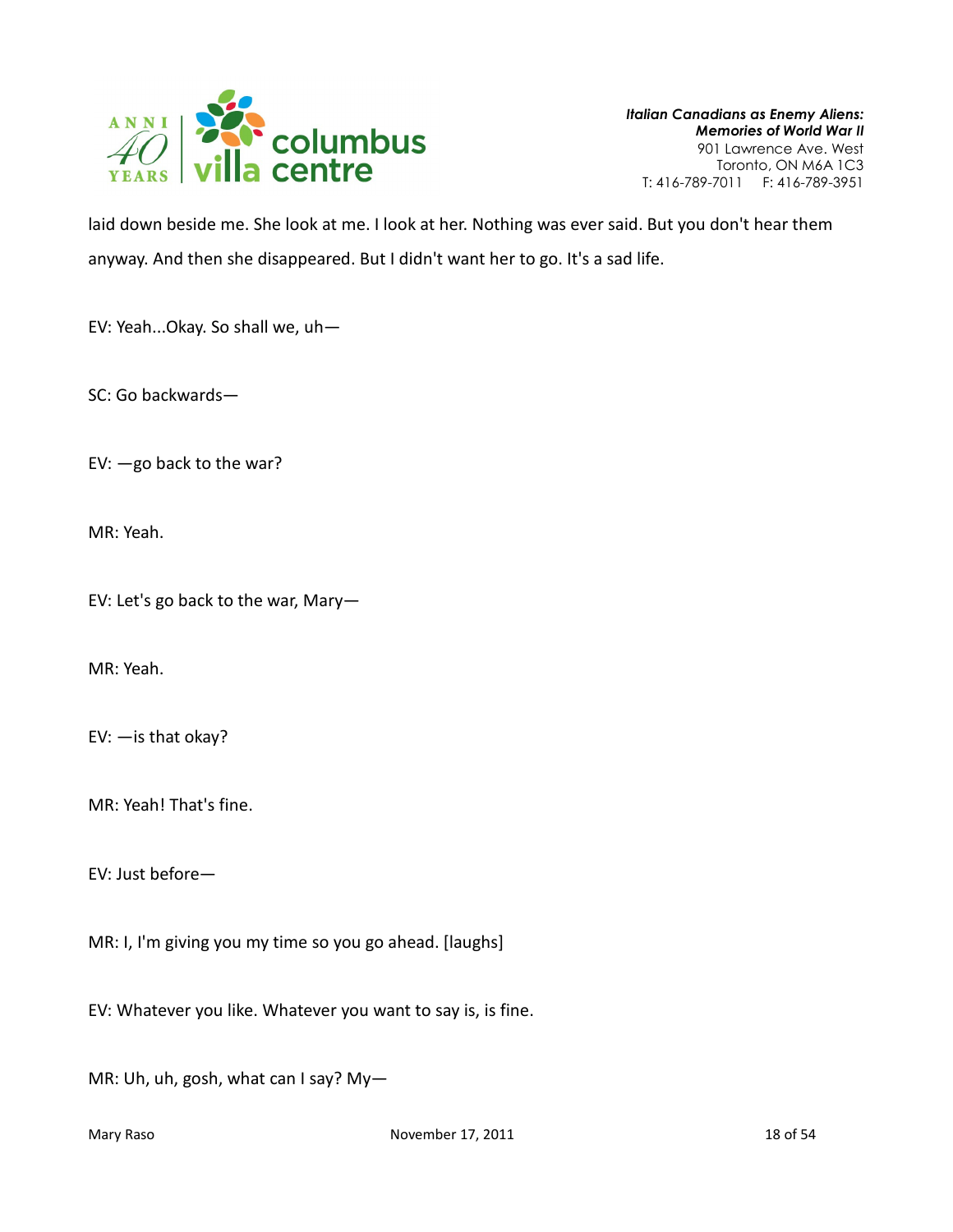laid down beside me. She look at me. I look at her. Nothing was ever said. But you don't hear them anyway. And then she disappeared. But I didn't want her to go. It's a sad life.

EV: Yeah...Okay. So shall we, uh—

SC: Go backwards—

EV: —go back to the war?

MR: Yeah.

EV: Let's go back to the war, Mary—

MR: Yeah.

EV: —is that okay?

MR: Yeah! That's fine.

EV: Just before—

MR: I, I'm giving you my time so you go ahead. [laughs]

EV: Whatever you like. Whatever you want to say is, is fine.

MR: Uh, uh, gosh, what can I say? My—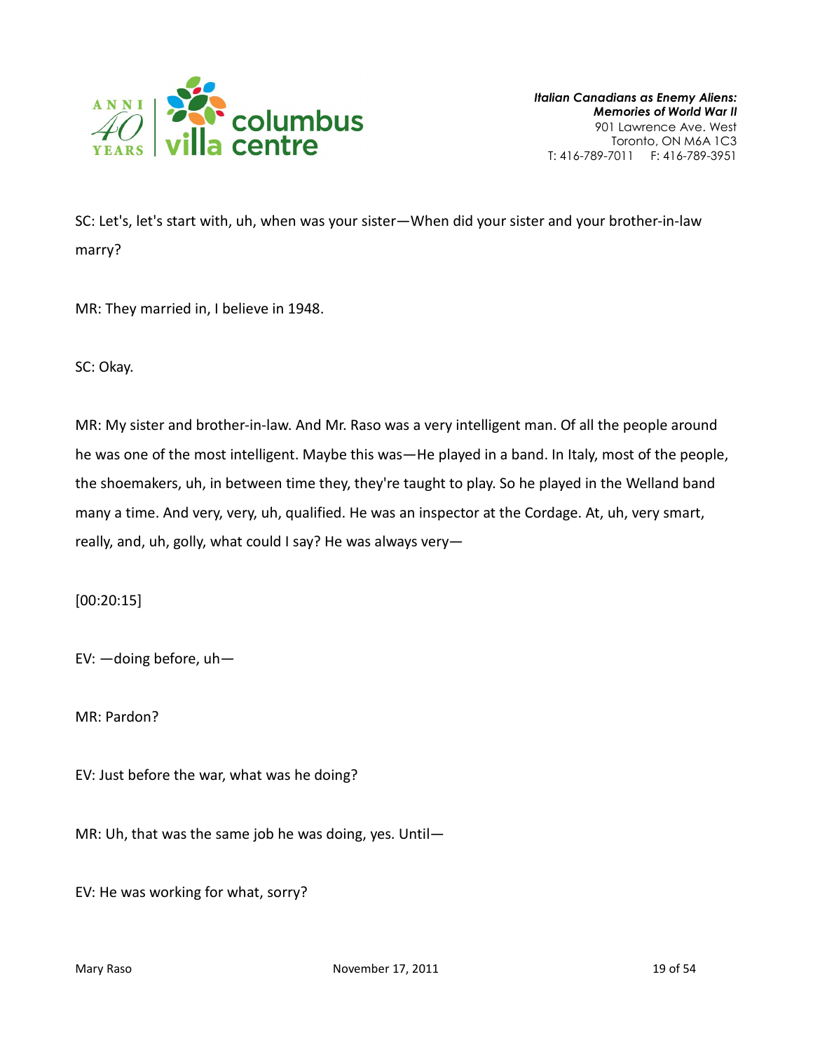SC: Let's, let's start with, uh, when was your sister—When did your sister and your brother-in-law marry?

MR: They married in, I believe in 1948.

SC: Okay.

MR: My sister and brother-in-law. And Mr. Raso was a very intelligent man. Of all the people around he was one of the most intelligent. Maybe this was—He played in a band. In Italy, most of the people, the shoemakers, uh, in between time they, they're taught to play. So he played in the Welland band many a time. And very, very, uh, qualified. He was an inspector at the Cordage. At, uh, very smart, really, and, uh, golly, what could I say? He was always very—

[00:20:15]

EV: —doing before, uh—

MR: Pardon?

EV: Just before the war, what was he doing?

MR: Uh, that was the same job he was doing, yes. Until—

EV: He was working for what, sorry?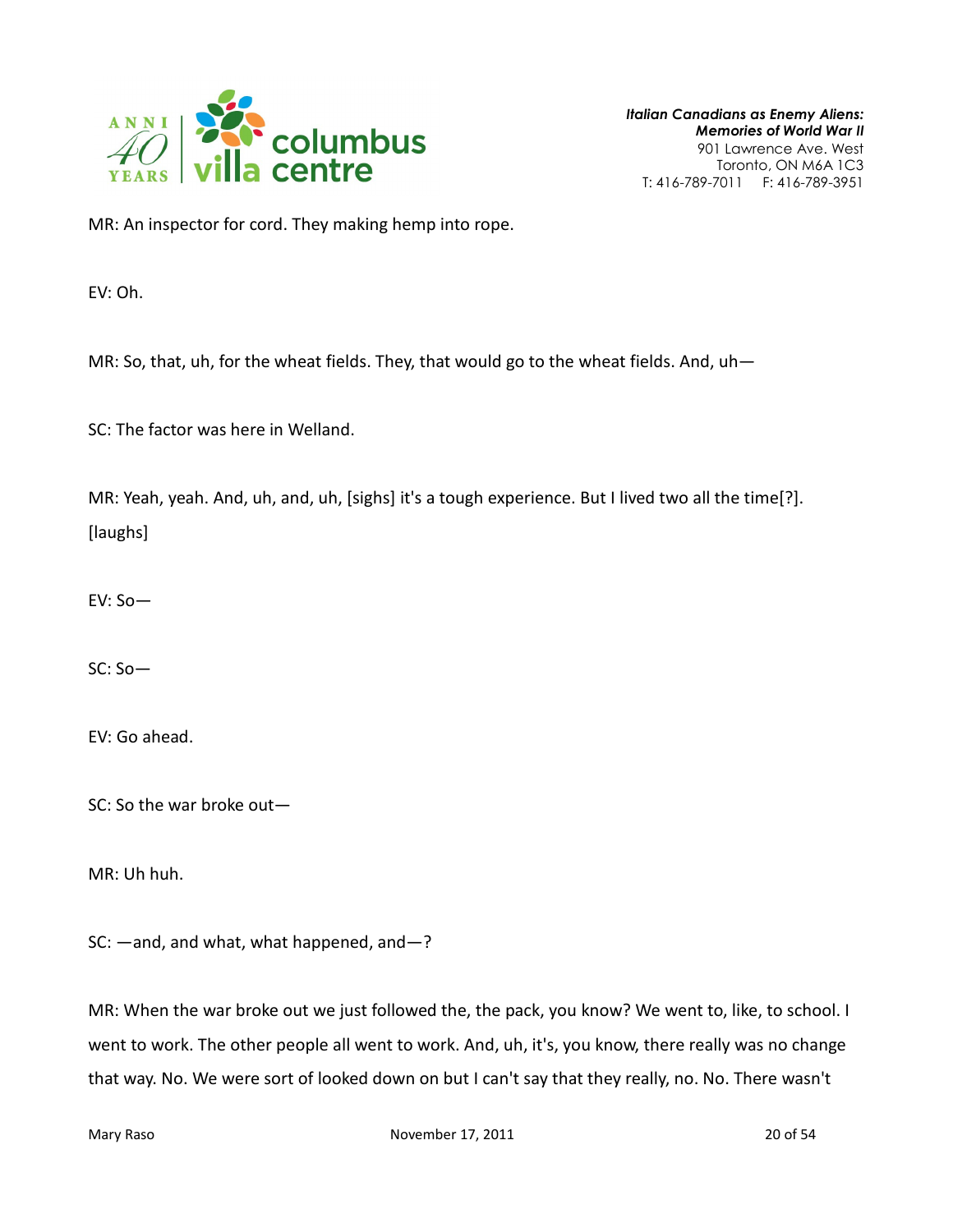MR: An inspector for cord. They making hemp into rope.

EV: Oh.

MR: So, that, uh, for the wheat fields. They, that would go to the wheat fields. And, uh—

SC: The factor was here in Welland.

MR: Yeah, yeah. And, uh, and, uh, [sighs] it's a tough experience. But I lived two all the time[?]. [laughs]

EV: So—

SC: So—

EV: Go ahead.

SC: So the war broke out—

MR: Uh huh.

SC: —and, and what, what happened, and—?

MR: When the war broke out we just followed the, the pack, you know? We went to, like, to school. I went to work. The other people all went to work. And, uh, it's, you know, there really was no change that way. No. We were sort of looked down on but I can't say that they really, no. No. There wasn't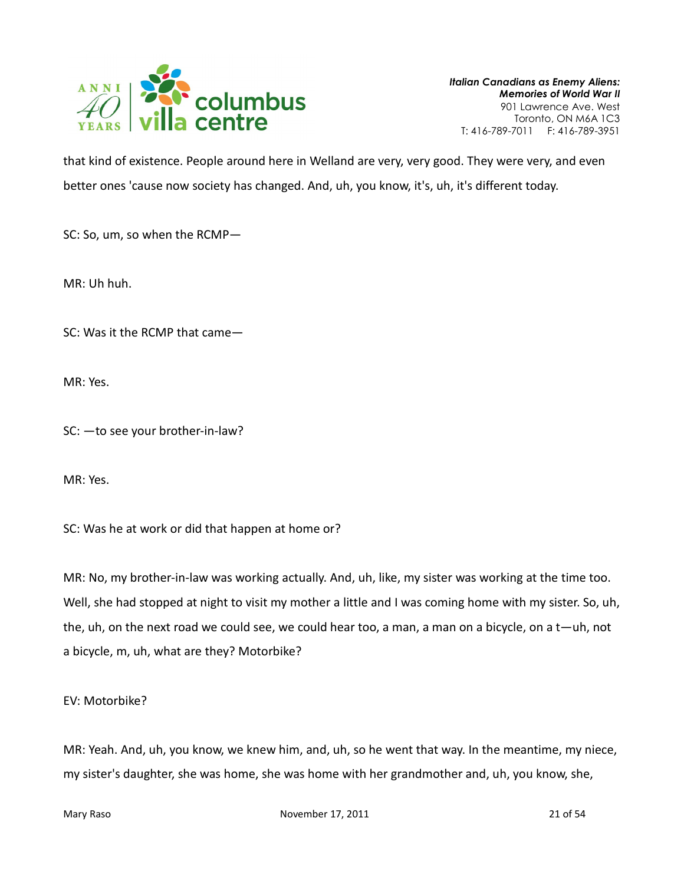that kind of existence. People around here in Welland are very, very good. They were very, and even better ones 'cause now society has changed. And, uh, you know, it's, uh, it's different today.

SC: So, um, so when the RCMP—

MR: Uh huh.

SC: Was it the RCMP that came—

MR: Yes.

SC: —to see your brother-in-law?

MR: Yes.

SC: Was he at work or did that happen at home or?

MR: No, my brother-in-law was working actually. And, uh, like, my sister was working at the time too. Well, she had stopped at night to visit my mother a little and I was coming home with my sister. So, uh, the, uh, on the next road we could see, we could hear too, a man, a man on a bicycle, on a t—uh, not a bicycle, m, uh, what are they? Motorbike?

EV: Motorbike?

MR: Yeah. And, uh, you know, we knew him, and, uh, so he went that way. In the meantime, my niece, my sister's daughter, she was home, she was home with her grandmother and, uh, you know, she,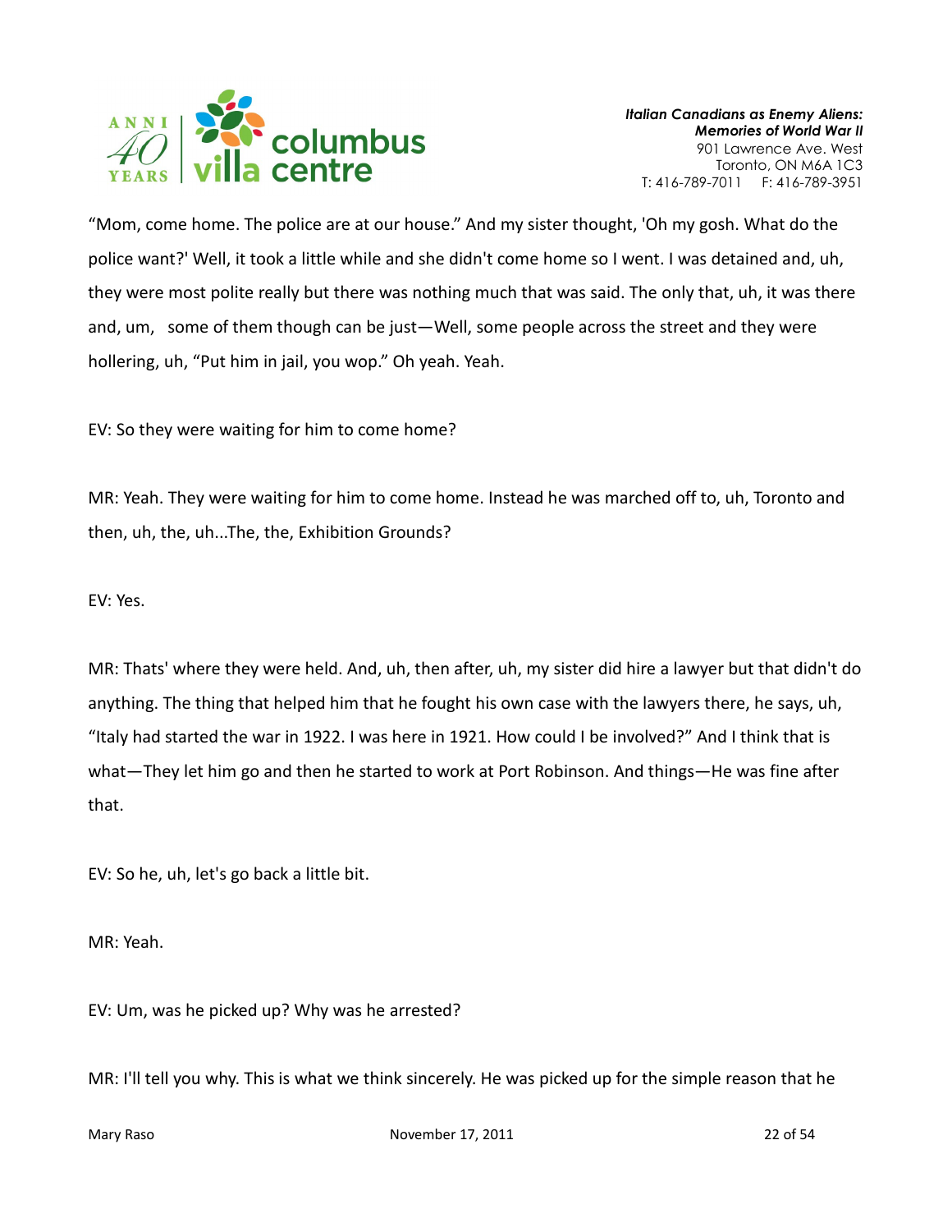"Mom, come home. The police are at our house." And my sister thought, 'Oh my gosh. What do the police want?' Well, it took a little while and she didn't come home so I went. I was detained and, uh, they were most polite really but there was nothing much that was said. The only that, uh, it was there and, um,  some of them though can be just—Well, some people across the street and they were hollering, uh, "Put him in jail, you wop." Oh yeah. Yeah.

EV: So they were waiting for him to come home?

MR: Yeah. They were waiting for him to come home. Instead he was marched off to, uh, Toronto and then, uh, the, uh...The, the, Exhibition Grounds?

EV: Yes.

MR: Thats' where they were held. And, uh, then after, uh, my sister did hire a lawyer but that didn't do anything. The thing that helped him that he fought his own case with the lawyers there, he says, uh, "Italy had started the war in 1922. I was here in 1921. How could I be involved?" And I think that is what—They let him go and then he started to work at Port Robinson. And things—He was fine after that.

EV: So he, uh, let's go back a little bit.

MR: Yeah.

EV: Um, was he picked up? Why was he arrested?

MR: I'll tell you why. This is what we think sincerely. He was picked up for the simple reason that he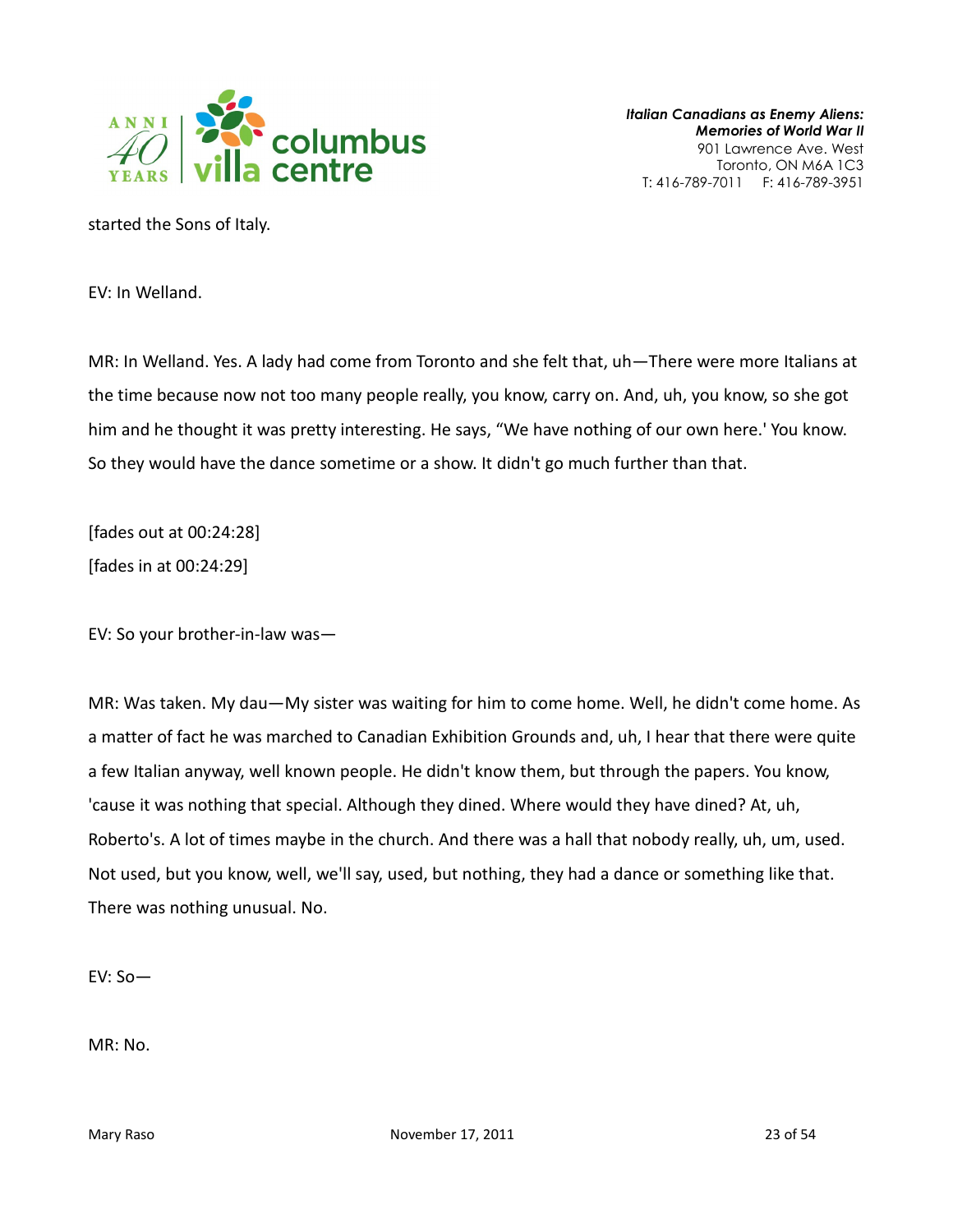started the Sons of Italy.

EV: In Welland.

MR: In Welland. Yes. A lady had come from Toronto and she felt that, uh—There were more Italians at the time because now not too many people really, you know, carry on. And, uh, you know, so she got him and he thought it was pretty interesting. He says, "We have nothing of our own here.' You know. So they would have the dance sometime or a show. It didn't go much further than that.

[fades out at 00:24:28]
[fades in at 00:24:29]

EV: So your brother-in-law was—

MR: Was taken. My dau—My sister was waiting for him to come home. Well, he didn't come home. As a matter of fact he was marched to Canadian Exhibition Grounds and, uh, I hear that there were quite a few Italian anyway, well known people. He didn't know them, but through the papers. You know, 'cause it was nothing that special. Although they dined. Where would they have dined? At, uh, Roberto's. A lot of times maybe in the church. And there was a hall that nobody really, uh, um, used. Not used, but you know, well, we'll say, used, but nothing, they had a dance or something like that. There was nothing unusual. No.

EV: So—

MR: No.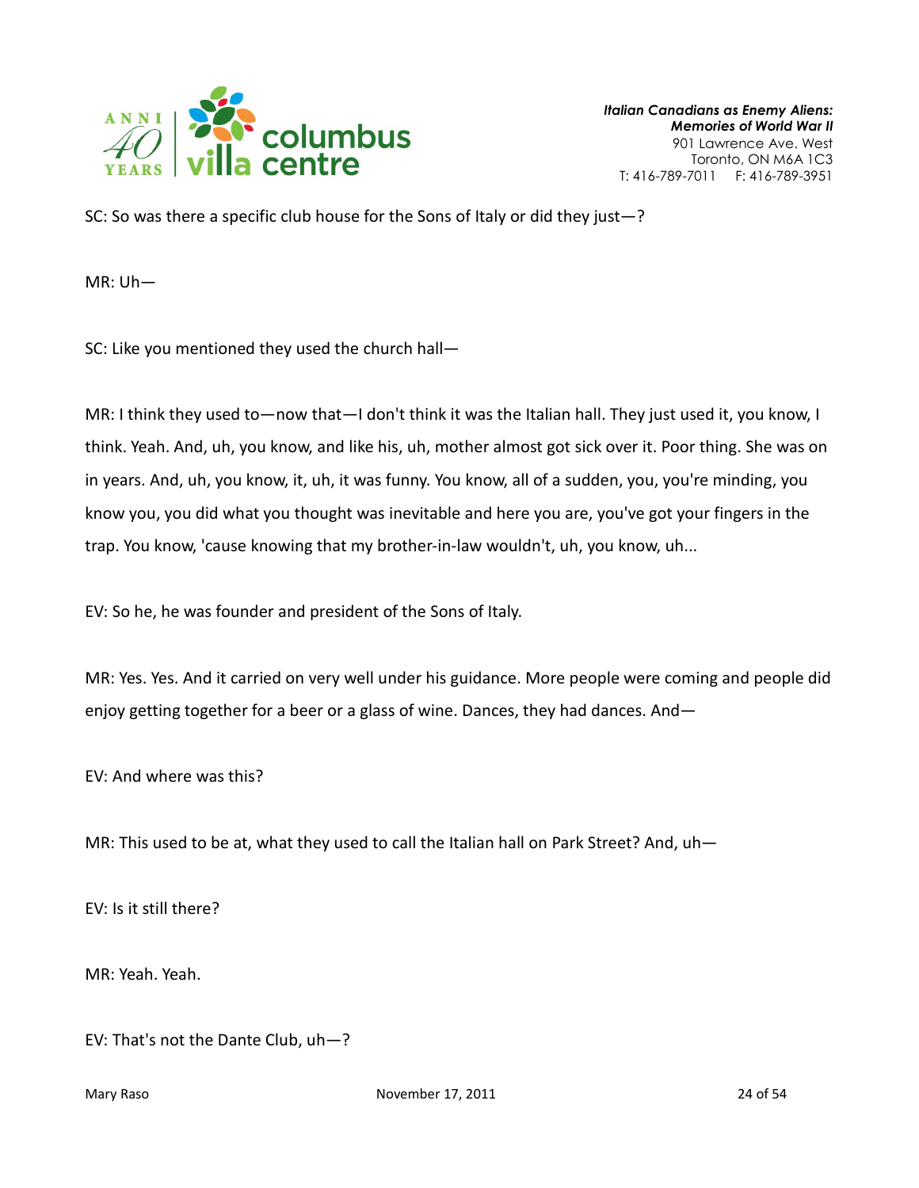SC: So was there a specific club house for the Sons of Italy or did they just—?

MR: Uh—

SC: Like you mentioned they used the church hall—

MR: I think they used to—now that—I don't think it was the Italian hall. They just used it, you know, I think. Yeah. And, uh, you know, and like his, uh, mother almost got sick over it. Poor thing. She was on in years. And, uh, you know, it, uh, it was funny. You know, all of a sudden, you, you're minding, you know you, you did what you thought was inevitable and here you are, you've got your fingers in the trap. You know, 'cause knowing that my brother-in-law wouldn't, uh, you know, uh...

EV: So he, he was founder and president of the Sons of Italy.

MR: Yes. Yes. And it carried on very well under his guidance. More people were coming and people did enjoy getting together for a beer or a glass of wine. Dances, they had dances. And—

EV: And where was this?

MR: This used to be at, what they used to call the Italian hall on Park Street? And, uh—

EV: Is it still there?

MR: Yeah. Yeah.

EV: That's not the Dante Club, uh—?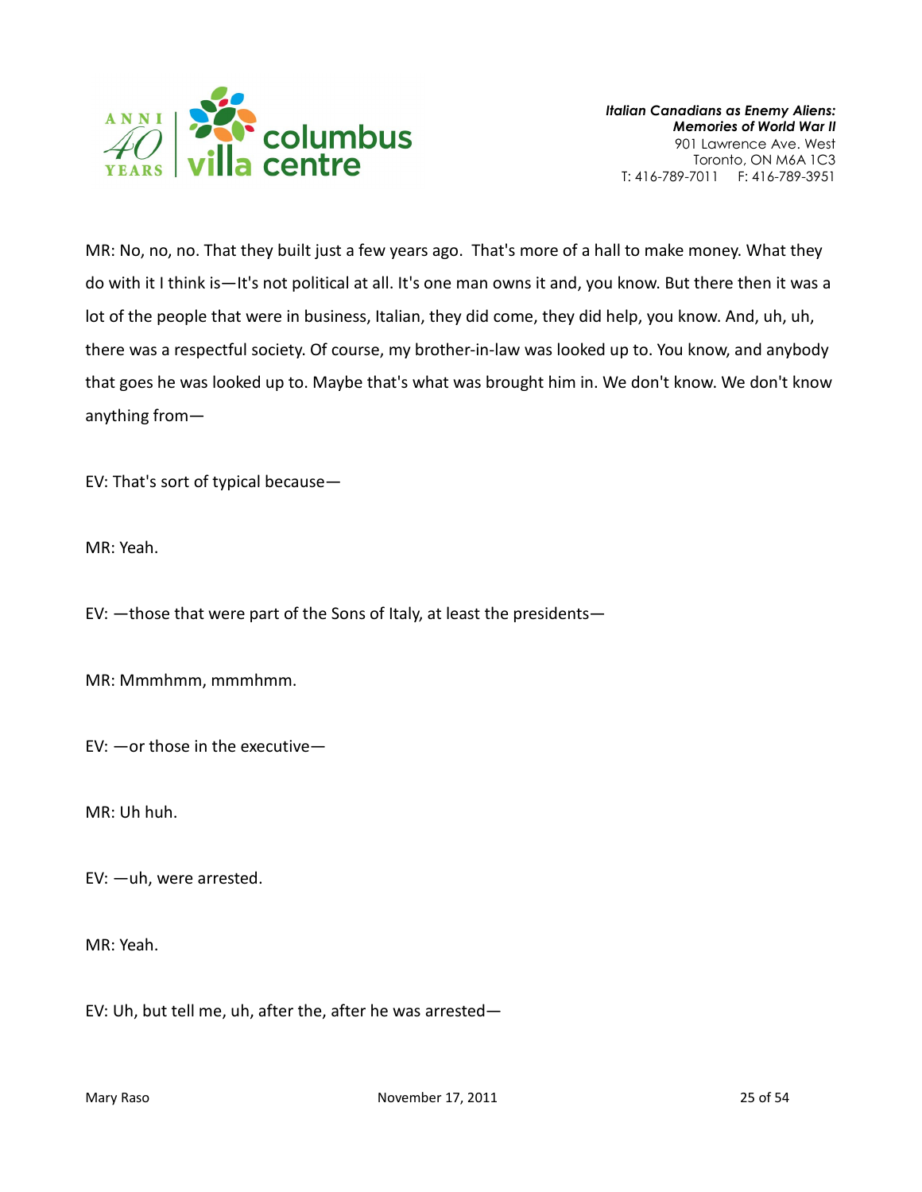MR: No, no, no. That they built just a few years ago. That's more of a hall to make money. What they do with it I think is—It's not political at all. It's one man owns it and, you know. But there then it was a lot of the people that were in business, Italian, they did come, they did help, you know. And, uh, uh, there was a respectful society. Of course, my brother-in-law was looked up to. You know, and anybody that goes he was looked up to. Maybe that's what was brought him in. We don't know. We don't know anything from—

EV: That's sort of typical because—

MR: Yeah.

EV: —those that were part of the Sons of Italy, at least the presidents—

MR: Mmmhmm, mmmhmm.

EV: —or those in the executive—

MR: Uh huh.

EV: —uh, were arrested.

MR: Yeah.

EV: Uh, but tell me, uh, after the, after he was arrested—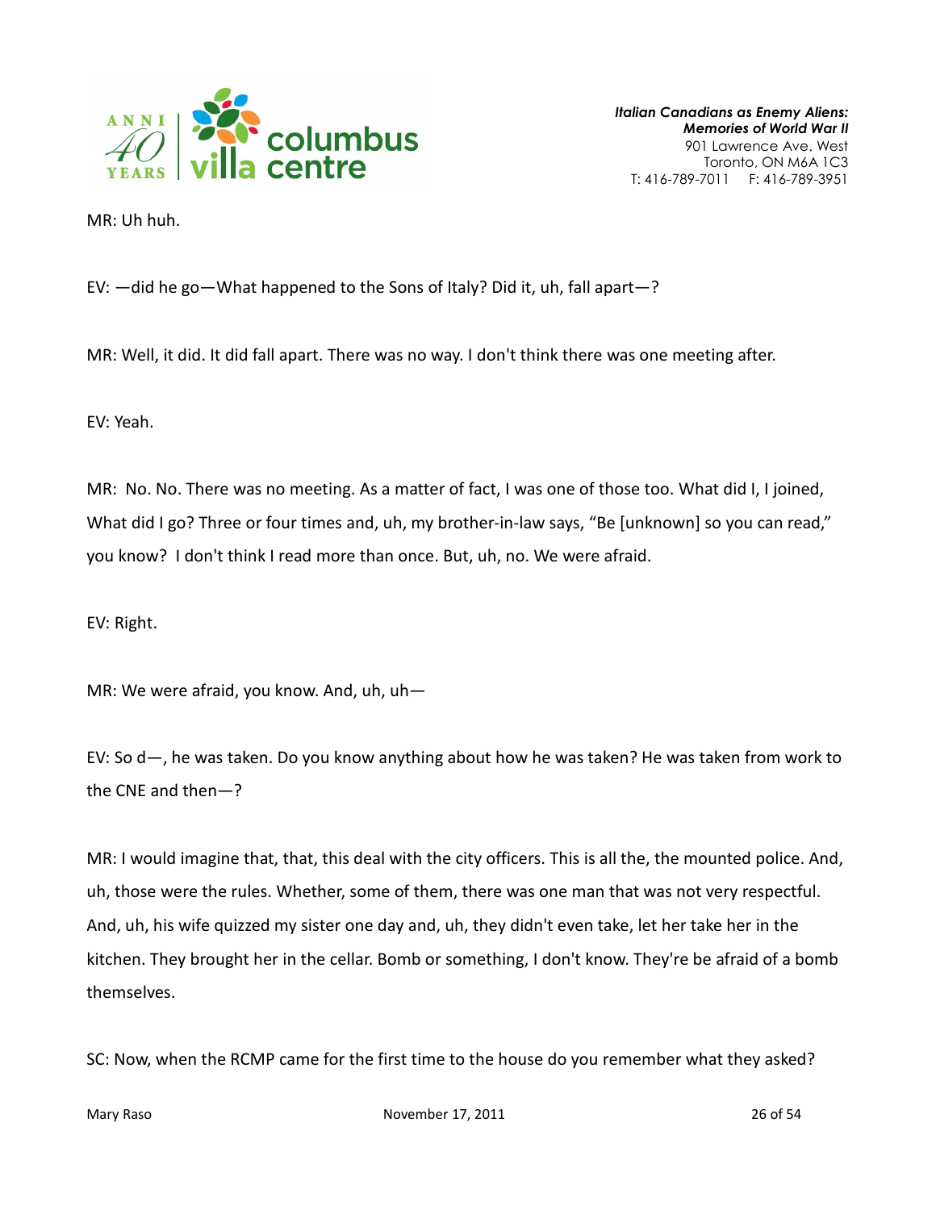MR: Uh huh.

EV: —did he go—What happened to the Sons of Italy? Did it, uh, fall apart—?

MR: Well, it did. It did fall apart. There was no way. I don't think there was one meeting after.

EV: Yeah.

MR: No. No. There was no meeting. As a matter of fact, I was one of those too. What did I, I joined, What did I go? Three or four times and, uh, my brother-in-law says, "Be [unknown] so you can read," you know? I don't think I read more than once. But, uh, no. We were afraid.

EV: Right.

MR: We were afraid, you know. And, uh, uh—

EV: So d—, he was taken. Do you know anything about how he was taken? He was taken from work to the CNE and then—?

MR: I would imagine that, that, this deal with the city officers. This is all the, the mounted police. And, uh, those were the rules. Whether, some of them, there was one man that was not very respectful. And, uh, his wife quizzed my sister one day and, uh, they didn't even take, let her take her in the kitchen. They brought her in the cellar. Bomb or something, I don't know. They're be afraid of a bomb themselves.

SC: Now, when the RCMP came for the first time to the house do you remember what they asked?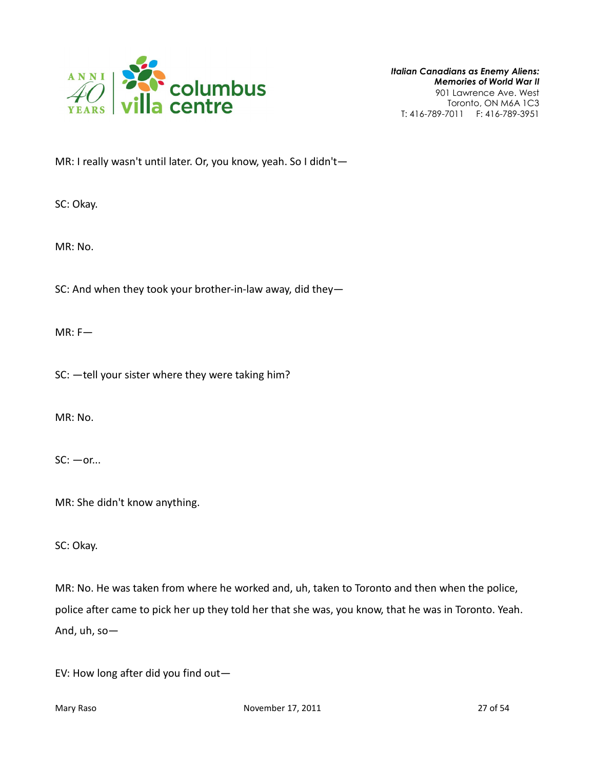MR: I really wasn't until later. Or, you know, yeah. So I didn't—

SC: Okay.

MR: No.

SC: And when they took your brother-in-law away, did they—

MR: F—

SC: —tell your sister where they were taking him?

MR: No.

SC: —or...

MR: She didn't know anything.

SC: Okay.

MR: No. He was taken from where he worked and, uh, taken to Toronto and then when the police, police after came to pick her up they told her that she was, you know, that he was in Toronto. Yeah. And, uh, so—

EV: How long after did you find out—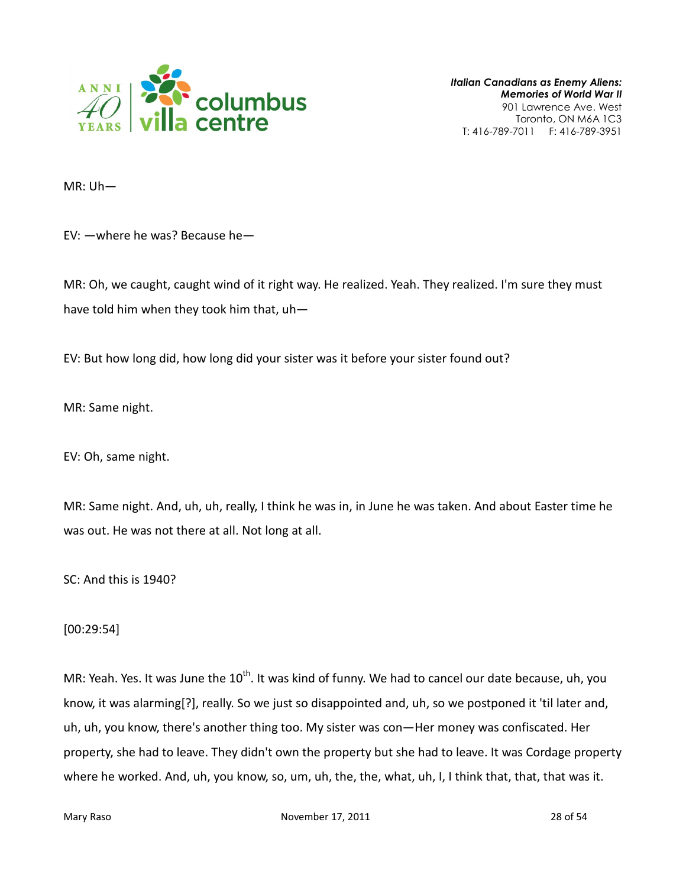MR: Uh—

EV: —where he was? Because he—

MR: Oh, we caught, caught wind of it right way. He realized. Yeah. They realized. I'm sure they must have told him when they took him that, uh—

EV: But how long did, how long did your sister was it before your sister found out?

MR: Same night.

EV: Oh, same night.

MR: Same night. And, uh, uh, really, I think he was in, in June he was taken. And about Easter time he was out. He was not there at all. Not long at all.

SC: And this is 1940?

[00:29:54]

MR: Yeah. Yes. It was June the 10th. It was kind of funny. We had to cancel our date because, uh, you know, it was alarming[?], really. So we just so disappointed and, uh, so we postponed it 'til later and, uh, uh, you know, there's another thing too. My sister was con—Her money was confiscated. Her property, she had to leave. They didn't own the property but she had to leave. It was Cordage property where he worked. And, uh, you know, so, um, uh, the, the, what, uh, I, I think that, that, that was it.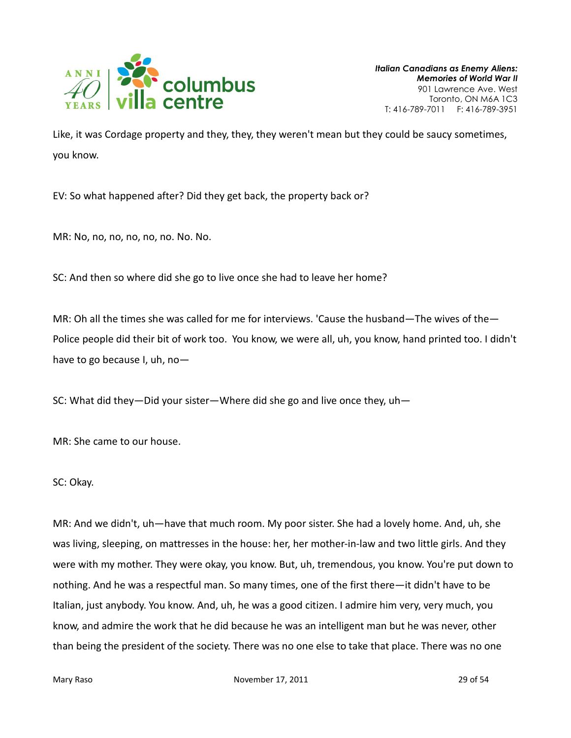Like, it was Cordage property and they, they, they weren't mean but they could be saucy sometimes, you know.

EV: So what happened after? Did they get back, the property back or?

MR: No, no, no, no, no, no. No. No.

SC: And then so where did she go to live once she had to leave her home?

MR: Oh all the times she was called for me for interviews. 'Cause the husband—The wives of the—Police people did their bit of work too. You know, we were all, uh, you know, hand printed too. I didn't have to go because I, uh, no—

SC: What did they—Did your sister—Where did she go and live once they, uh—

MR: She came to our house.

SC: Okay.

MR: And we didn't, uh—have that much room. My poor sister. She had a lovely home. And, uh, she was living, sleeping, on mattresses in the house: her, her mother-in-law and two little girls. And they were with my mother. They were okay, you know. But, uh, tremendous, you know. You're put down to nothing. And he was a respectful man. So many times, one of the first there—it didn't have to be Italian, just anybody. You know. And, uh, he was a good citizen. I admire him very, very much, you know, and admire the work that he did because he was an intelligent man but he was never, other than being the president of the society. There was no one else to take that place. There was no one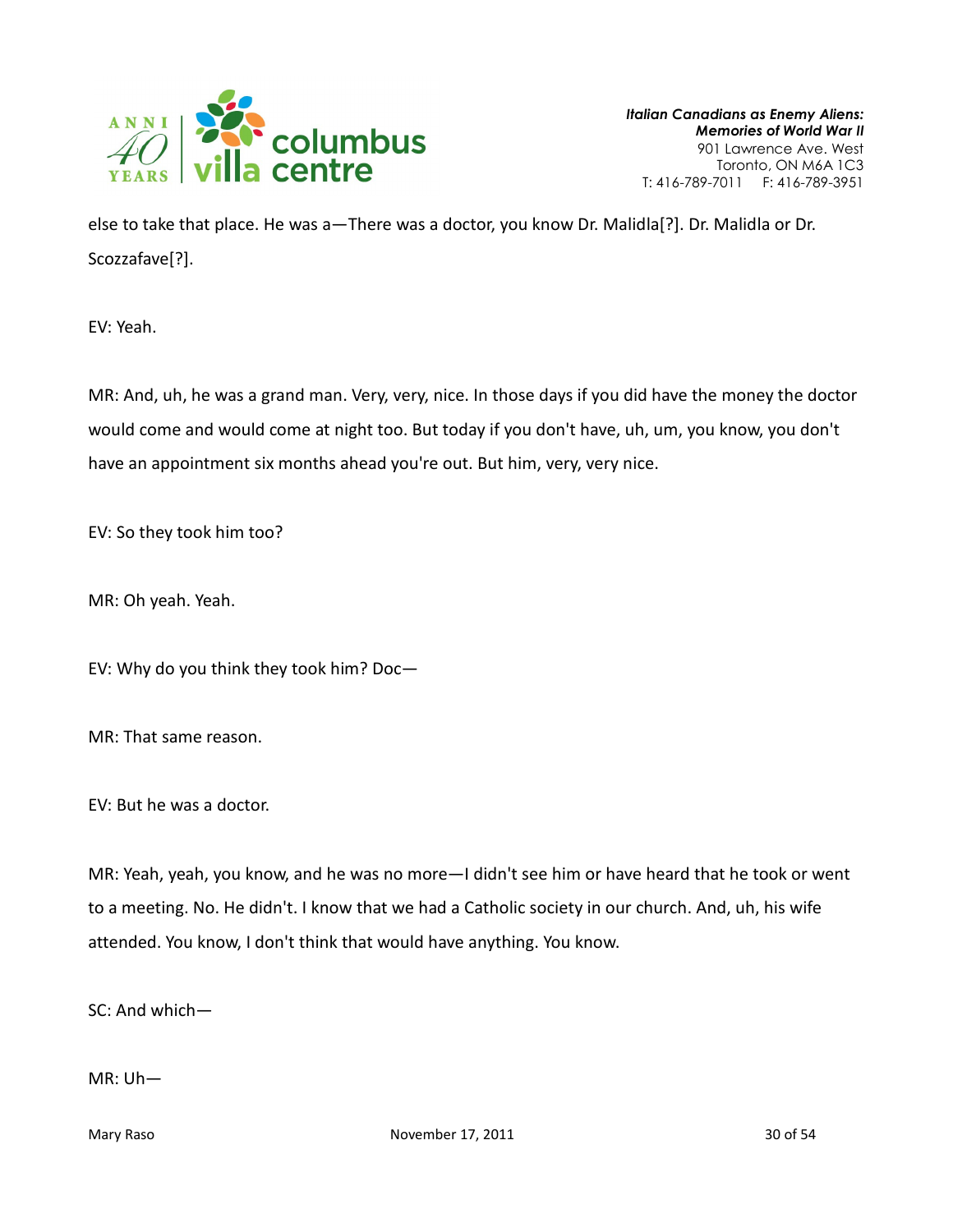else to take that place. He was a—There was a doctor, you know Dr. Malidla[?]. Dr. Malidla or Dr. Scozzafave[?].

EV: Yeah.

MR: And, uh, he was a grand man. Very, very, nice. In those days if you did have the money the doctor would come and would come at night too. But today if you don't have, uh, um, you know, you don't have an appointment six months ahead you're out. But him, very, very nice.

EV: So they took him too?

MR: Oh yeah. Yeah.

EV: Why do you think they took him? Doc—

MR: That same reason.

EV: But he was a doctor.

MR: Yeah, yeah, you know, and he was no more—I didn't see him or have heard that he took or went to a meeting. No. He didn't. I know that we had a Catholic society in our church. And, uh, his wife attended. You know, I don't think that would have anything. You know.

SC: And which—

MR: Uh—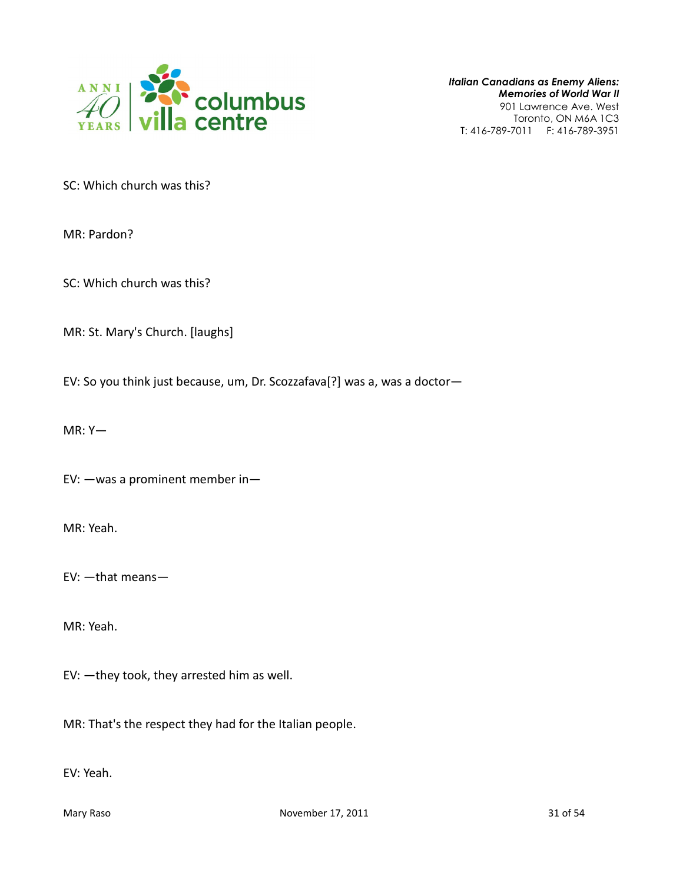SC: Which church was this?

MR: Pardon?

SC: Which church was this?

MR: St. Mary's Church. [laughs]

EV: So you think just because, um, Dr. Scozzafava[?] was a, was a doctor—

MR: Y—

EV: —was a prominent member in—

MR: Yeah.

EV: —that means—

MR: Yeah.

EV: —they took, they arrested him as well.

MR: That's the respect they had for the Italian people.

EV: Yeah.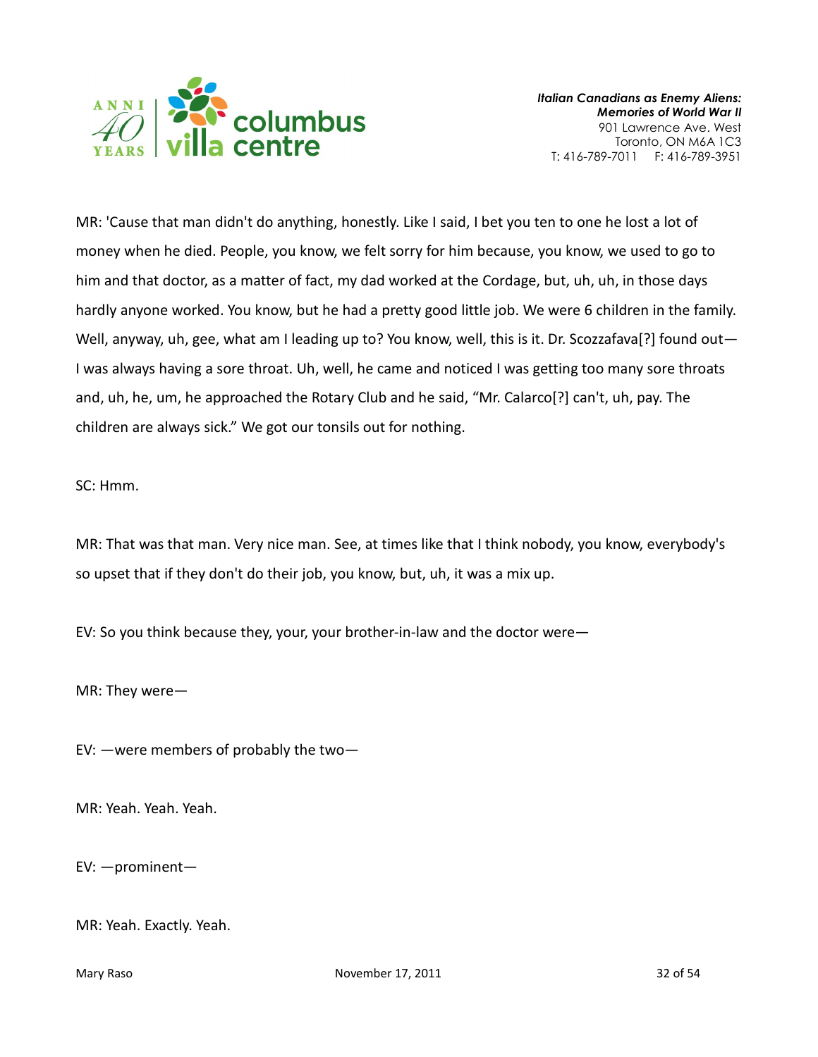MR: 'Cause that man didn't do anything, honestly. Like I said, I bet you ten to one he lost a lot of money when he died. People, you know, we felt sorry for him because, you know, we used to go to him and that doctor, as a matter of fact, my dad worked at the Cordage, but, uh, uh, in those days hardly anyone worked. You know, but he had a pretty good little job. We were 6 children in the family. Well, anyway, uh, gee, what am I leading up to? You know, well, this is it. Dr. Scozzafava[?] found out—I was always having a sore throat. Uh, well, he came and noticed I was getting too many sore throats and, uh, he, um, he approached the Rotary Club and he said, "Mr. Calarco[?] can't, uh, pay. The children are always sick." We got our tonsils out for nothing.

SC: Hmm.

MR: That was that man. Very nice man. See, at times like that I think nobody, you know, everybody's so upset that if they don't do their job, you know, but, uh, it was a mix up.

EV: So you think because they, your, your brother-in-law and the doctor were—

MR: They were—

EV: —were members of probably the two—

MR: Yeah. Yeah. Yeah.

EV: —prominent—

MR: Yeah. Exactly. Yeah.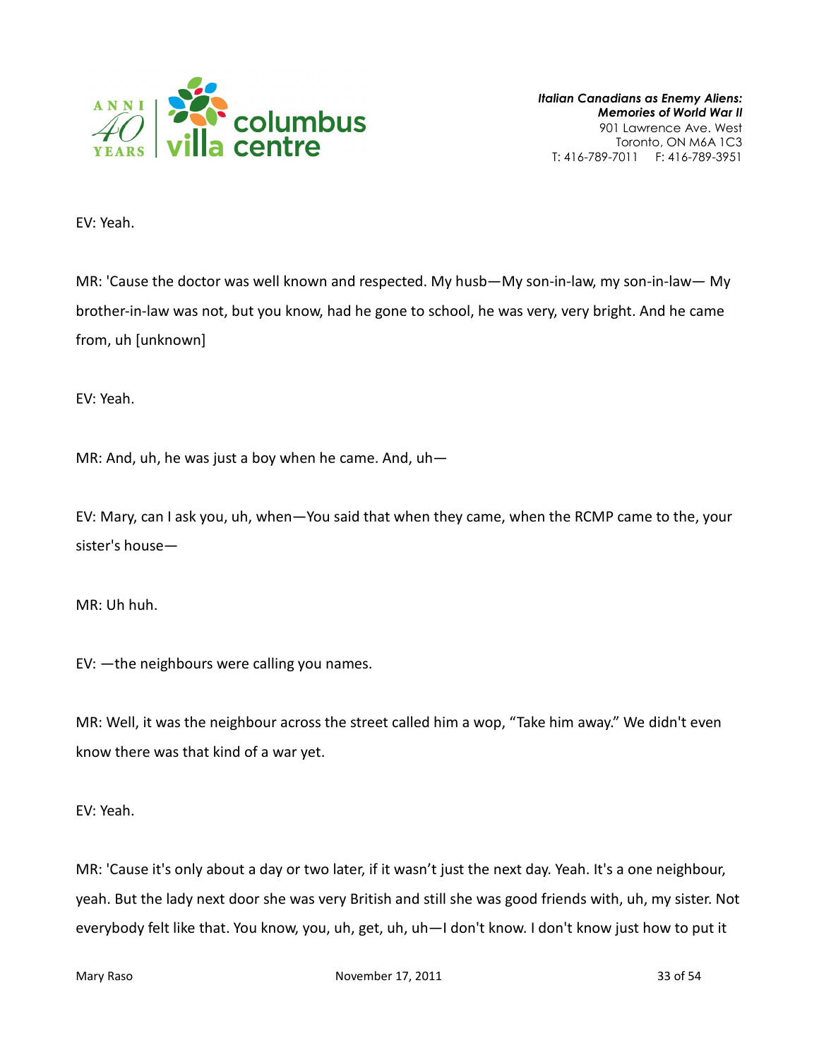EV: Yeah.

MR: 'Cause the doctor was well known and respected. My husb—My son-in-law, my son-in-law— My brother-in-law was not, but you know, had he gone to school, he was very, very bright. And he came from, uh [unknown]

EV: Yeah.

MR: And, uh, he was just a boy when he came. And, uh—

EV: Mary, can I ask you, uh, when—You said that when they came, when the RCMP came to the, your sister's house—

MR: Uh huh.

EV: —the neighbours were calling you names.

MR: Well, it was the neighbour across the street called him a wop, "Take him away." We didn't even know there was that kind of a war yet.

EV: Yeah.

MR: 'Cause it's only about a day or two later, if it wasn't just the next day. Yeah. It's a one neighbour, yeah. But the lady next door she was very British and still she was good friends with, uh, my sister. Not everybody felt like that. You know, you, uh, get, uh, uh—I don't know. I don't know just how to put it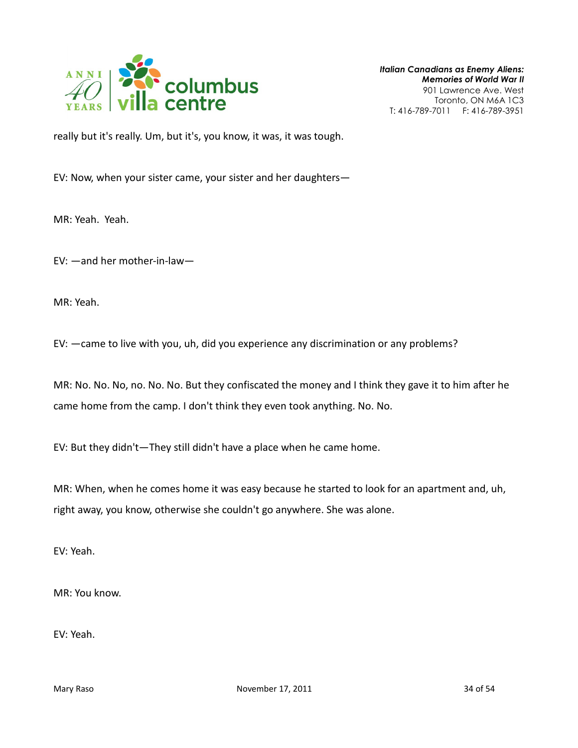really but it's really. Um, but it's, you know, it was, it was tough.

EV: Now, when your sister came, your sister and her daughters—

MR: Yeah. Yeah.

EV: —and her mother-in-law—

MR: Yeah.

EV: —came to live with you, uh, did you experience any discrimination or any problems?

MR: No. No. No, no. No. No. But they confiscated the money and I think they gave it to him after he came home from the camp. I don't think they even took anything. No. No.

EV: But they didn't—They still didn't have a place when he came home.

MR: When, when he comes home it was easy because he started to look for an apartment and, uh, right away, you know, otherwise she couldn't go anywhere. She was alone.

EV: Yeah.

MR: You know.

EV: Yeah.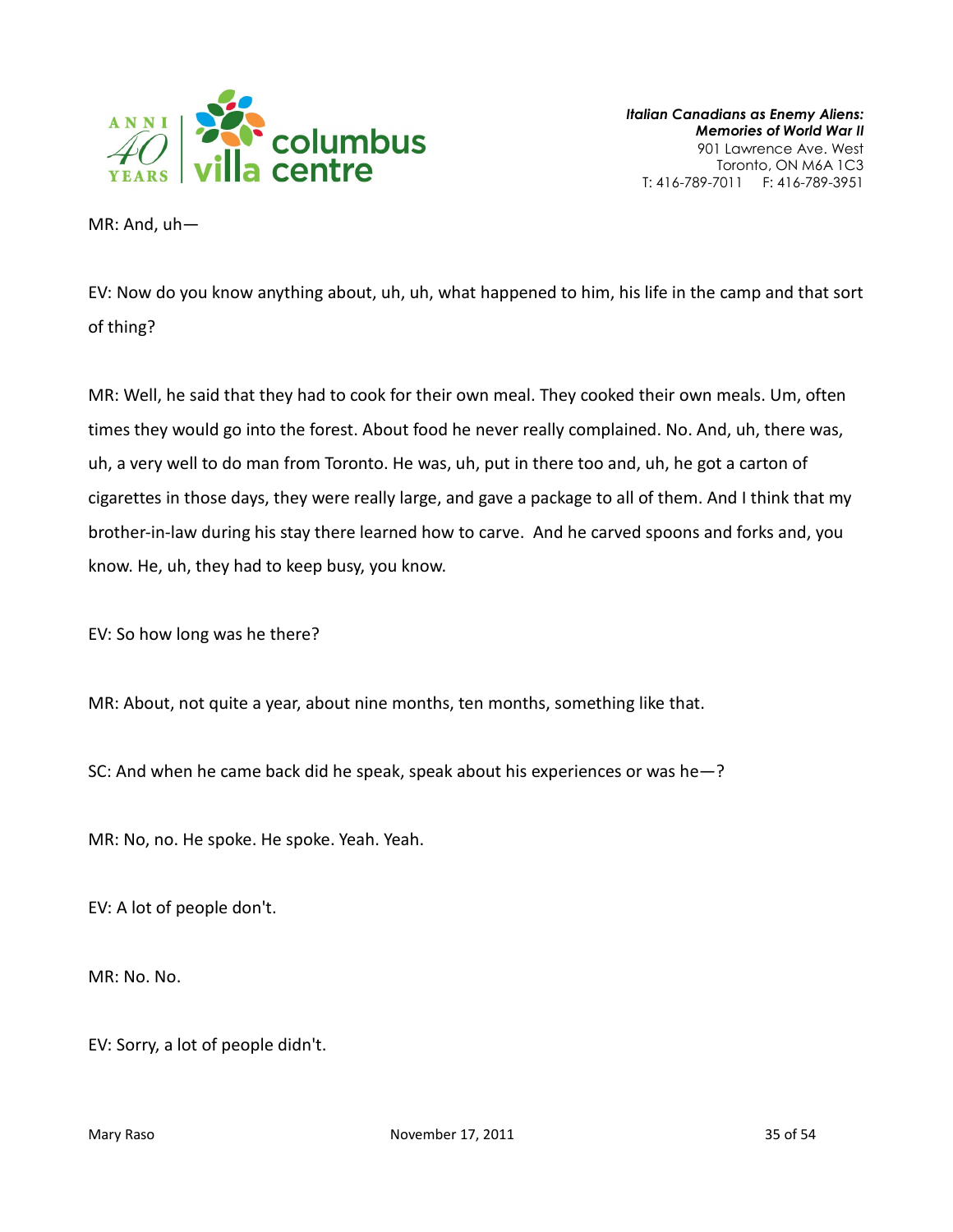MR: And, uh—

EV: Now do you know anything about, uh, uh, what happened to him, his life in the camp and that sort of thing?

MR: Well, he said that they had to cook for their own meal. They cooked their own meals. Um, often times they would go into the forest. About food he never really complained. No. And, uh, there was, uh, a very well to do man from Toronto. He was, uh, put in there too and, uh, he got a carton of cigarettes in those days, they were really large, and gave a package to all of them. And I think that my brother-in-law during his stay there learned how to carve. And he carved spoons and forks and, you know. He, uh, they had to keep busy, you know.

EV: So how long was he there?

MR: About, not quite a year, about nine months, ten months, something like that.

SC: And when he came back did he speak, speak about his experiences or was he—?

MR: No, no. He spoke. He spoke. Yeah. Yeah.

EV: A lot of people don't.

MR: No. No.

EV: Sorry, a lot of people didn't.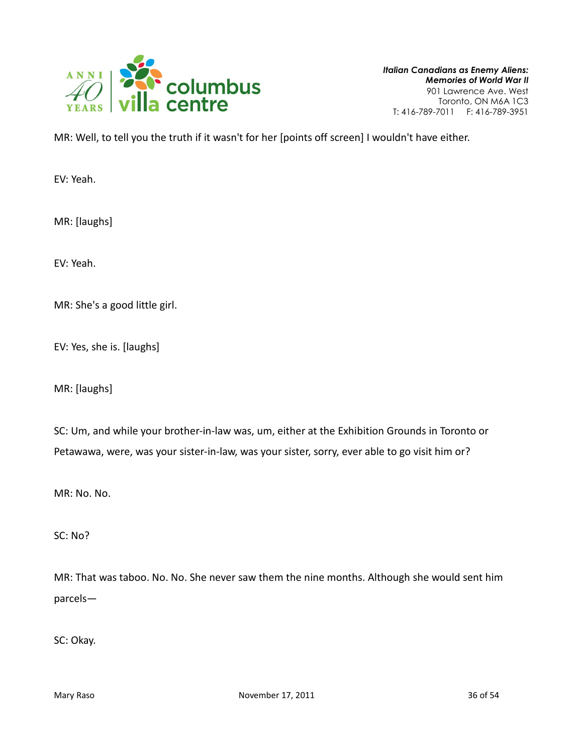MR: Well, to tell you the truth if it wasn't for her [points off screen] I wouldn't have either.

EV: Yeah.

MR: [laughs]

EV: Yeah.

MR: She's a good little girl.

EV: Yes, she is. [laughs]

MR: [laughs]

SC: Um, and while your brother-in-law was, um, either at the Exhibition Grounds in Toronto or Petawawa, were, was your sister-in-law, was your sister, sorry, ever able to go visit him or?

MR: No. No.

SC: No?

MR: That was taboo. No. No. She never saw them the nine months. Although she would sent him parcels—

SC: Okay.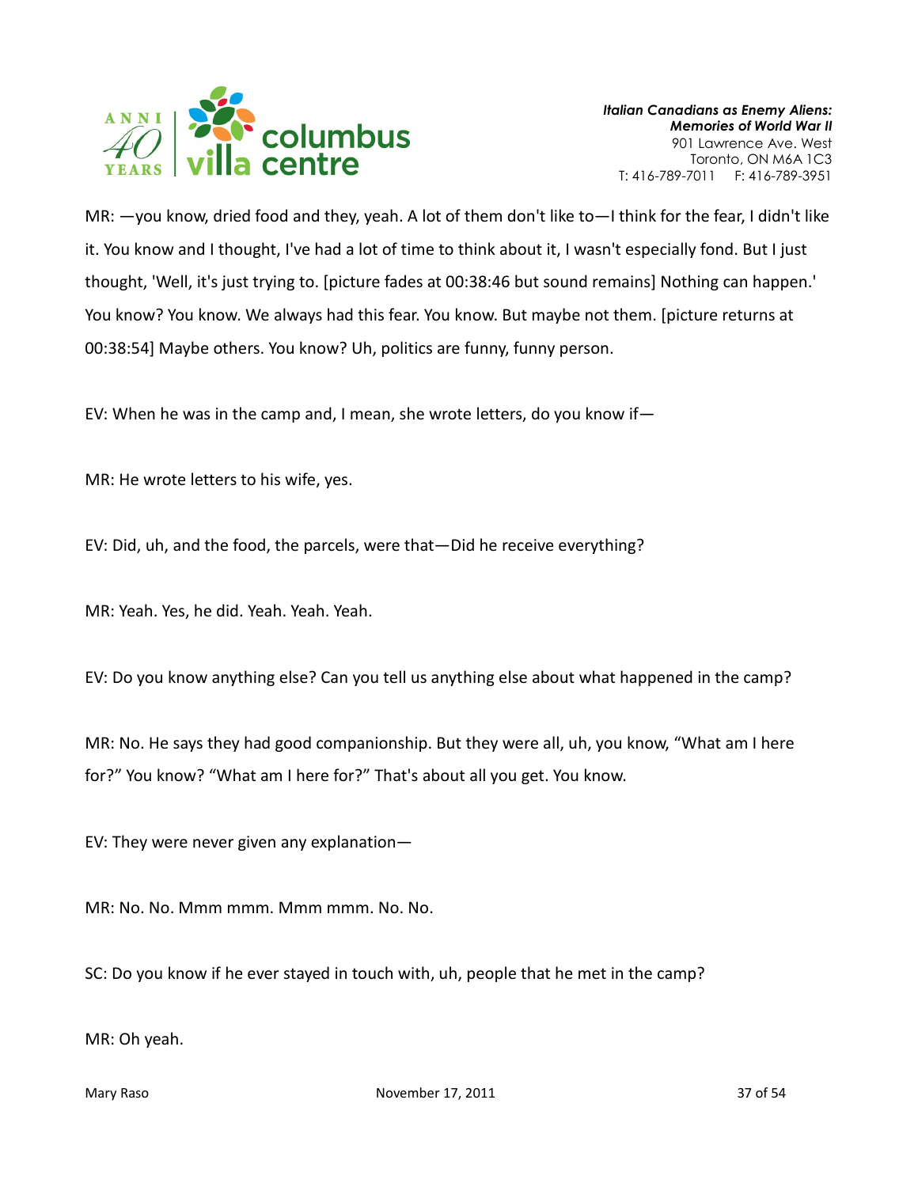MR: —you know, dried food and they, yeah. A lot of them don't like to—I think for the fear, I didn't like it. You know and I thought, I've had a lot of time to think about it, I wasn't especially fond. But I just thought, 'Well, it's just trying to. [picture fades at 00:38:46 but sound remains] Nothing can happen.' You know? You know. We always had this fear. You know. But maybe not them. [picture returns at 00:38:54] Maybe others. You know? Uh, politics are funny, funny person.

EV: When he was in the camp and, I mean, she wrote letters, do you know if—

MR: He wrote letters to his wife, yes.

EV: Did, uh, and the food, the parcels, were that—Did he receive everything?

MR: Yeah. Yes, he did. Yeah. Yeah. Yeah.

EV: Do you know anything else? Can you tell us anything else about what happened in the camp?

MR: No. He says they had good companionship. But they were all, uh, you know, "What am I here for?" You know? "What am I here for?" That's about all you get. You know.

EV: They were never given any explanation—

MR: No. No. Mmm mmm. Mmm mmm. No. No.

SC: Do you know if he ever stayed in touch with, uh, people that he met in the camp?

MR: Oh yeah.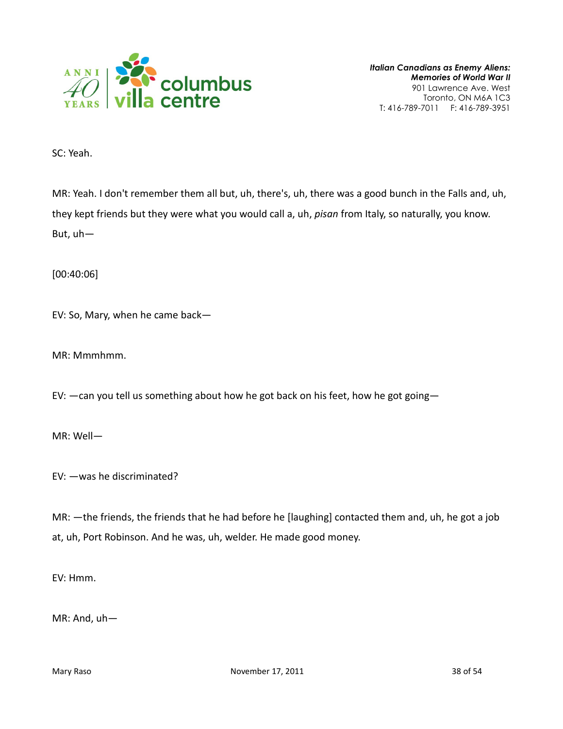SC: Yeah.

MR: Yeah. I don't remember them all but, uh, there's, uh, there was a good bunch in the Falls and, uh, they kept friends but they were what you would call a, uh, *pisan* from Italy, so naturally, you know. But, uh—

[00:40:06]

EV: So, Mary, when he came back—

MR: Mmmhmm.

EV: —can you tell us something about how he got back on his feet, how he got going—

MR: Well—

EV: —was he discriminated?

MR: —the friends, the friends that he had before he [laughing] contacted them and, uh, he got a job at, uh, Port Robinson. And he was, uh, welder. He made good money.

EV: Hmm.

MR: And, uh—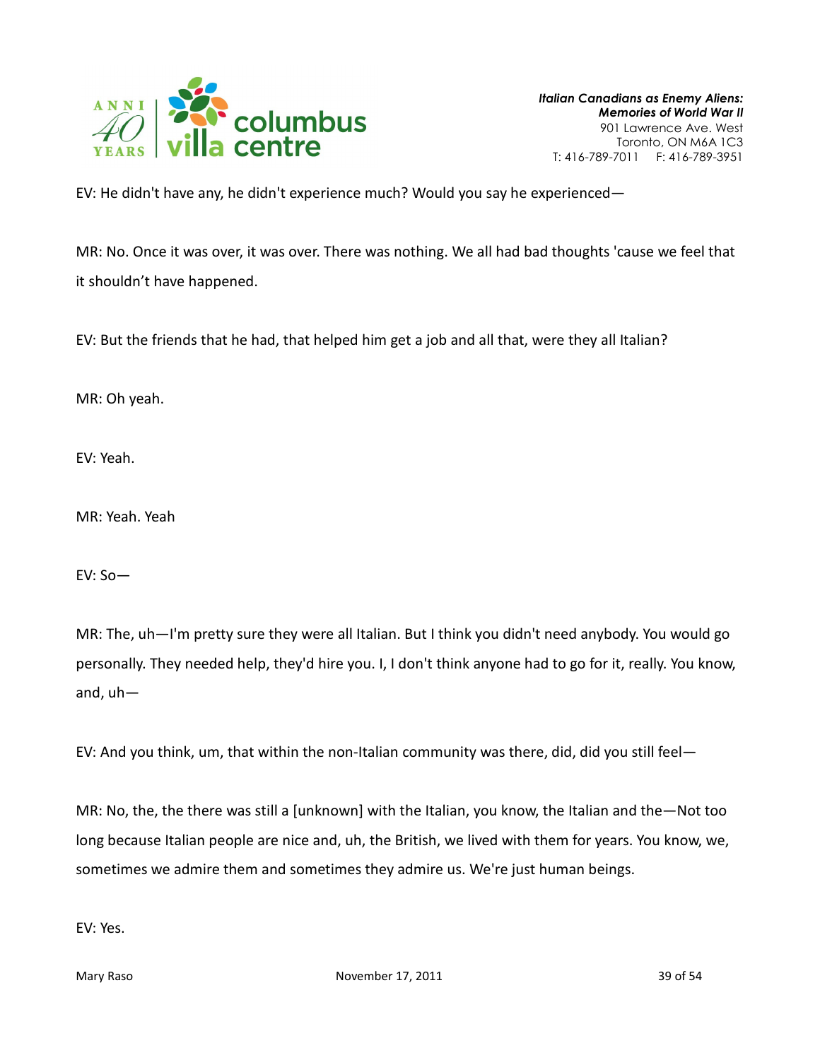EV: He didn't have any, he didn't experience much? Would you say he experienced—

MR: No. Once it was over, it was over. There was nothing. We all had bad thoughts 'cause we feel that it shouldn't have happened.

EV: But the friends that he had, that helped him get a job and all that, were they all Italian?

MR: Oh yeah.

EV: Yeah.

MR: Yeah. Yeah

EV: So—

MR: The, uh—I'm pretty sure they were all Italian. But I think you didn't need anybody. You would go personally. They needed help, they'd hire you. I, I don't think anyone had to go for it, really. You know, and, uh—

EV: And you think, um, that within the non-Italian community was there, did, did you still feel—

MR: No, the, the there was still a [unknown] with the Italian, you know, the Italian and the—Not too long because Italian people are nice and, uh, the British, we lived with them for years. You know, we, sometimes we admire them and sometimes they admire us. We're just human beings.

EV: Yes.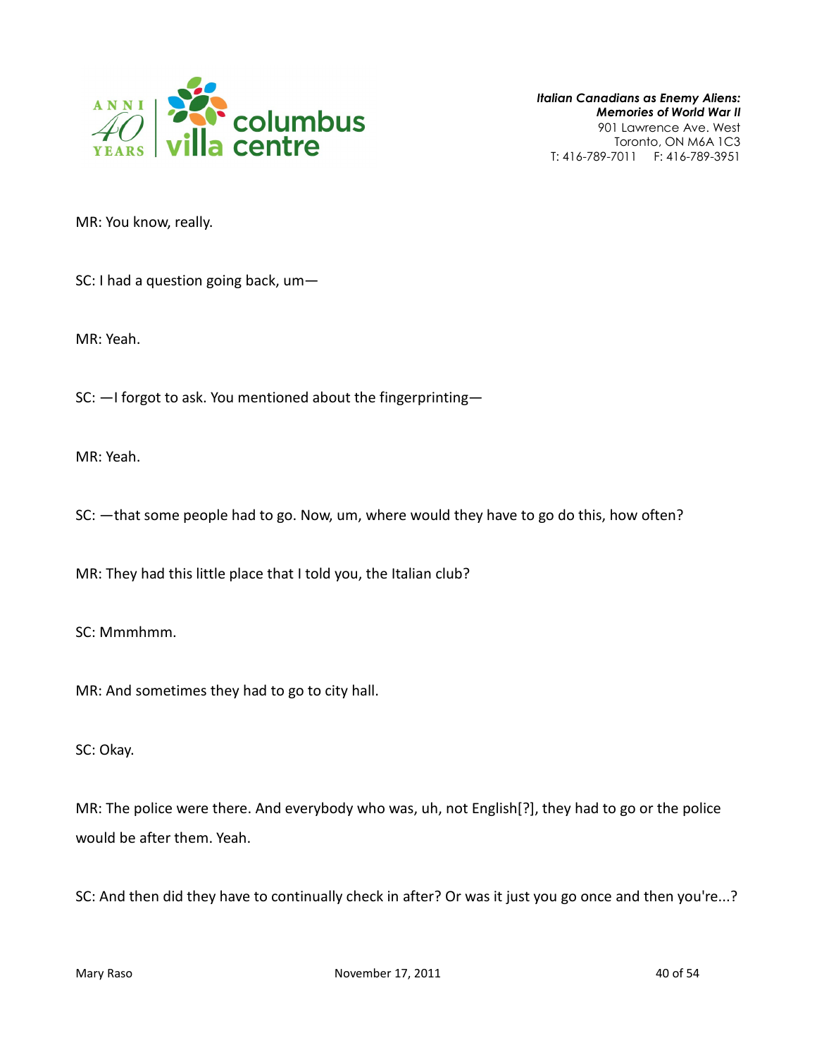MR: You know, really.

SC: I had a question going back, um—

MR: Yeah.

SC: —I forgot to ask. You mentioned about the fingerprinting—

MR: Yeah.

SC: —that some people had to go. Now, um, where would they have to go do this, how often?

MR: They had this little place that I told you, the Italian club?

SC: Mmmhmm.

MR: And sometimes they had to go to city hall.

SC: Okay.

MR: The police were there. And everybody who was, uh, not English[?], they had to go or the police would be after them. Yeah.

SC: And then did they have to continually check in after? Or was it just you go once and then you're...?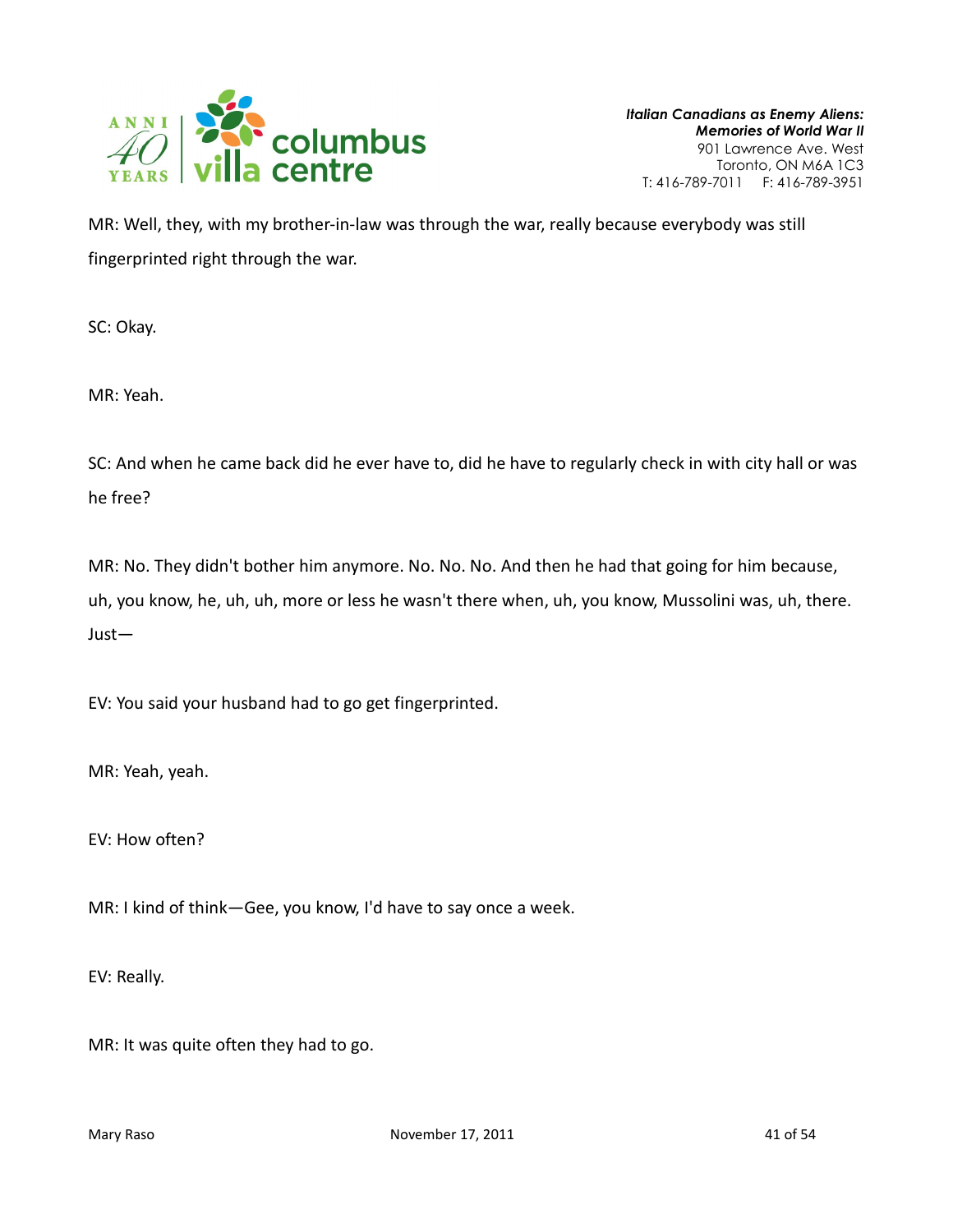MR: Well, they, with my brother-in-law was through the war, really because everybody was still fingerprinted right through the war.

SC: Okay.

MR: Yeah.

SC: And when he came back did he ever have to, did he have to regularly check in with city hall or was he free?

MR: No. They didn't bother him anymore. No. No. No. And then he had that going for him because, uh, you know, he, uh, uh, more or less he wasn't there when, uh, you know, Mussolini was, uh, there. Just—

EV: You said your husband had to go get fingerprinted.

MR: Yeah, yeah.

EV: How often?

MR: I kind of think—Gee, you know, I'd have to say once a week.

EV: Really.

MR: It was quite often they had to go.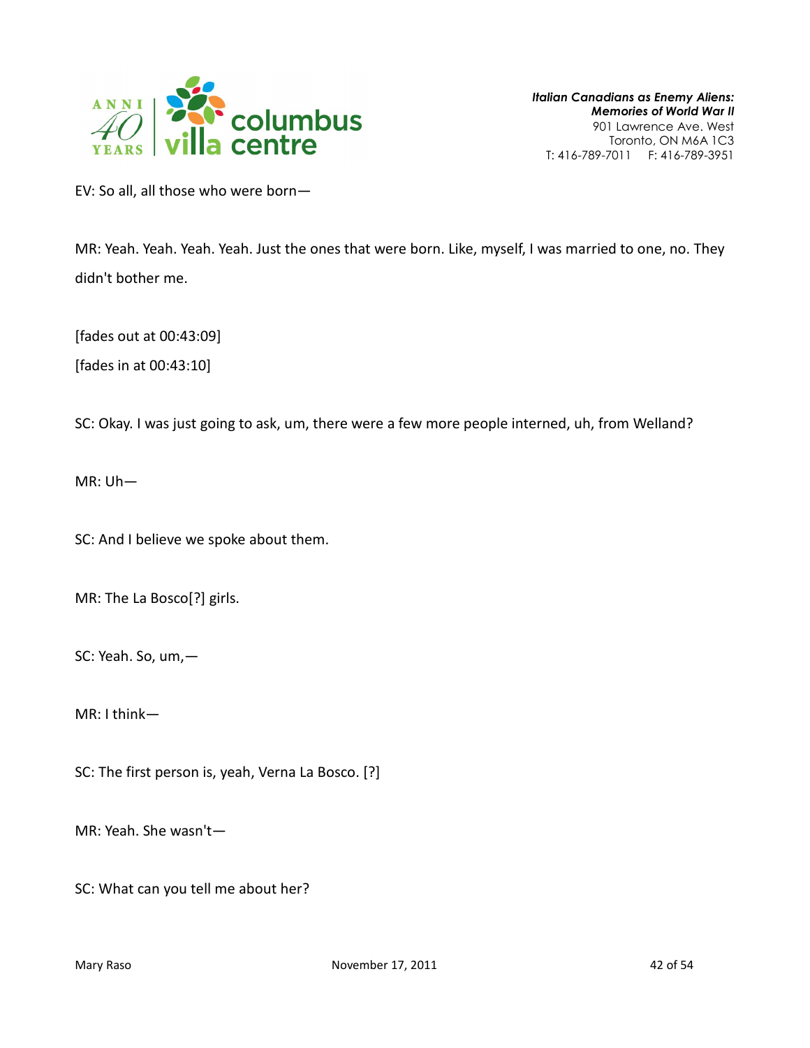EV: So all, all those who were born—

MR: Yeah. Yeah. Yeah. Yeah. Just the ones that were born. Like, myself, I was married to one, no. They didn't bother me.

[fades out at 00:43:09]

[fades in at 00:43:10]

SC: Okay. I was just going to ask, um, there were a few more people interned, uh, from Welland?

MR: Uh—

SC: And I believe we spoke about them.

MR: The La Bosco[?] girls.

SC: Yeah. So, um,—

MR: I think—

SC: The first person is, yeah, Verna La Bosco. [?]

MR: Yeah. She wasn't—

SC: What can you tell me about her?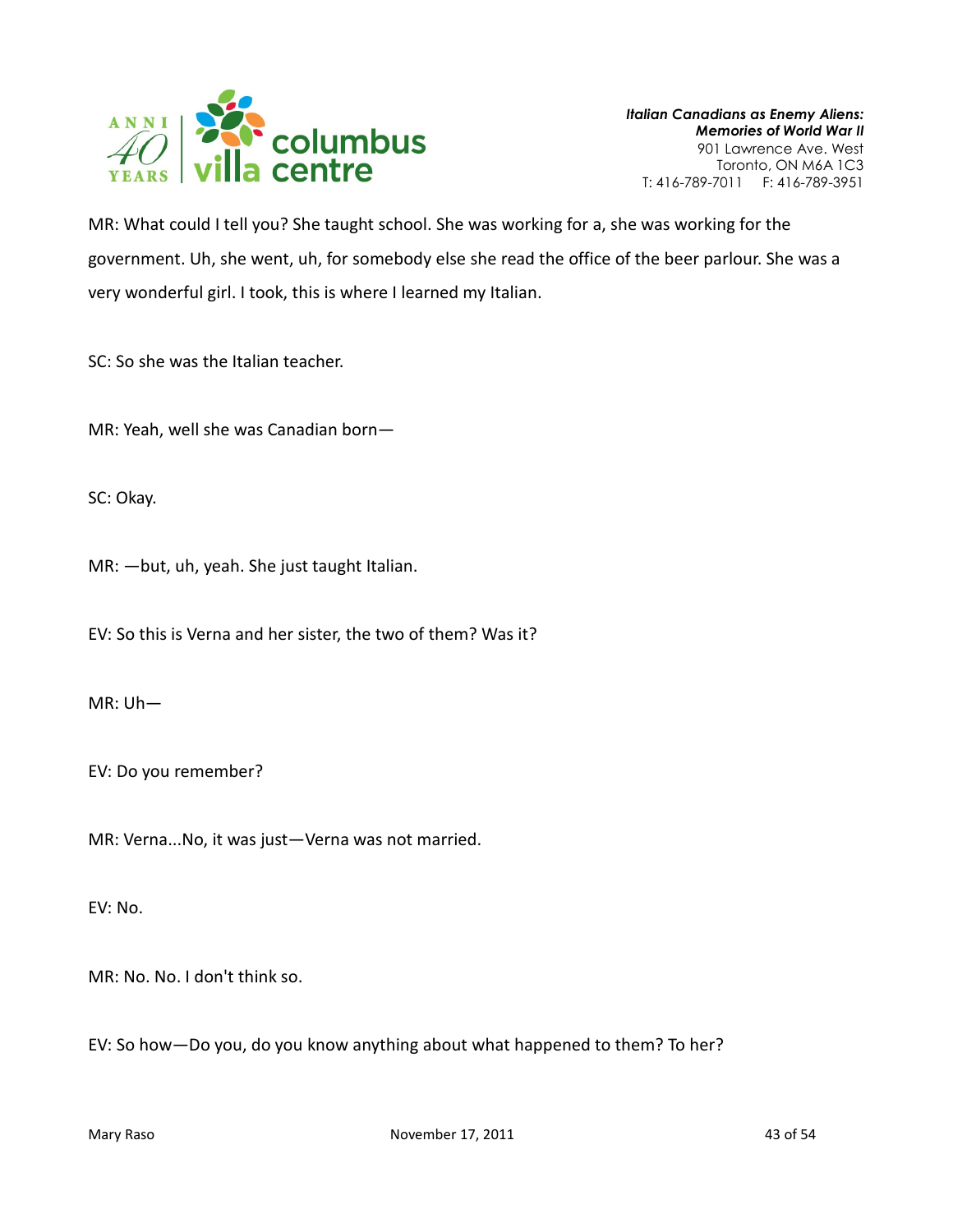MR: What could I tell you? She taught school. She was working for a, she was working for the government. Uh, she went, uh, for somebody else she read the office of the beer parlour. She was a very wonderful girl. I took, this is where I learned my Italian.

SC: So she was the Italian teacher.

MR: Yeah, well she was Canadian born—

SC: Okay.

MR: —but, uh, yeah. She just taught Italian.

EV: So this is Verna and her sister, the two of them? Was it?

MR: Uh—

EV: Do you remember?

MR: Verna...No, it was just—Verna was not married.

EV: No.

MR: No. No. I don't think so.

EV: So how—Do you, do you know anything about what happened to them? To her?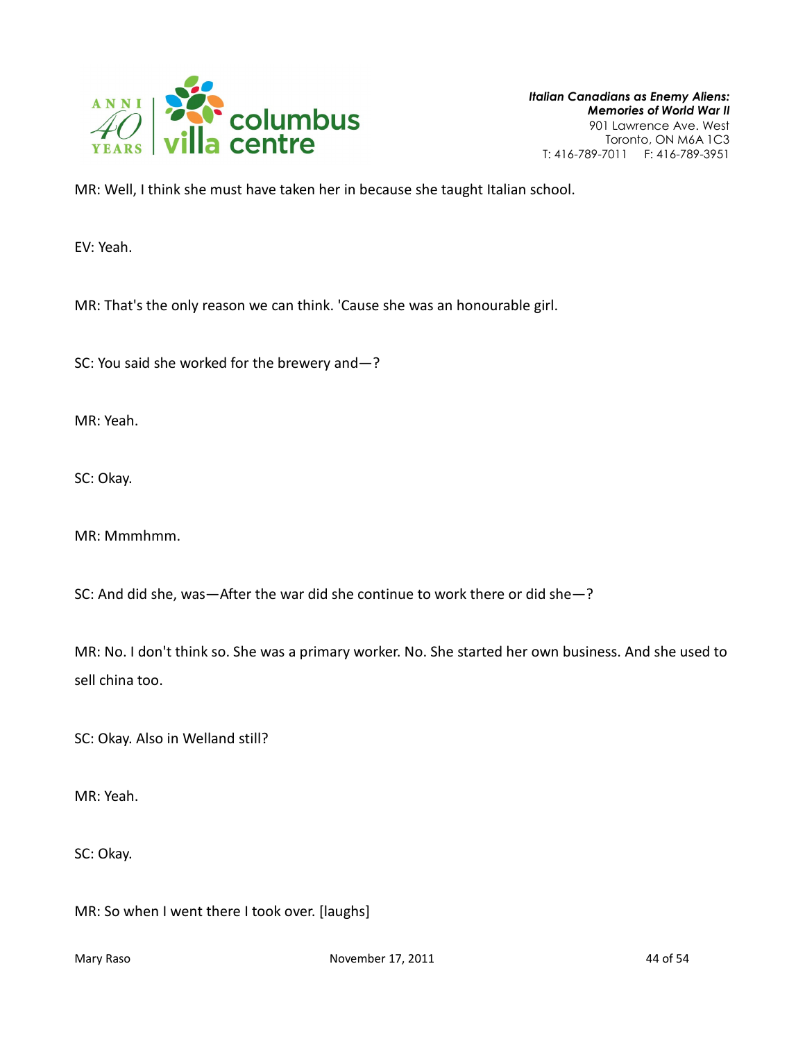MR: Well, I think she must have taken her in because she taught Italian school.

EV: Yeah.

MR: That's the only reason we can think. 'Cause she was an honourable girl.

SC: You said she worked for the brewery and—?

MR: Yeah.

SC: Okay.

MR: Mmmhmm.

SC: And did she, was—After the war did she continue to work there or did she—?

MR: No. I don't think so. She was a primary worker. No. She started her own business. And she used to sell china too.

SC: Okay. Also in Welland still?

MR: Yeah.

SC: Okay.

MR: So when I went there I took over. [laughs]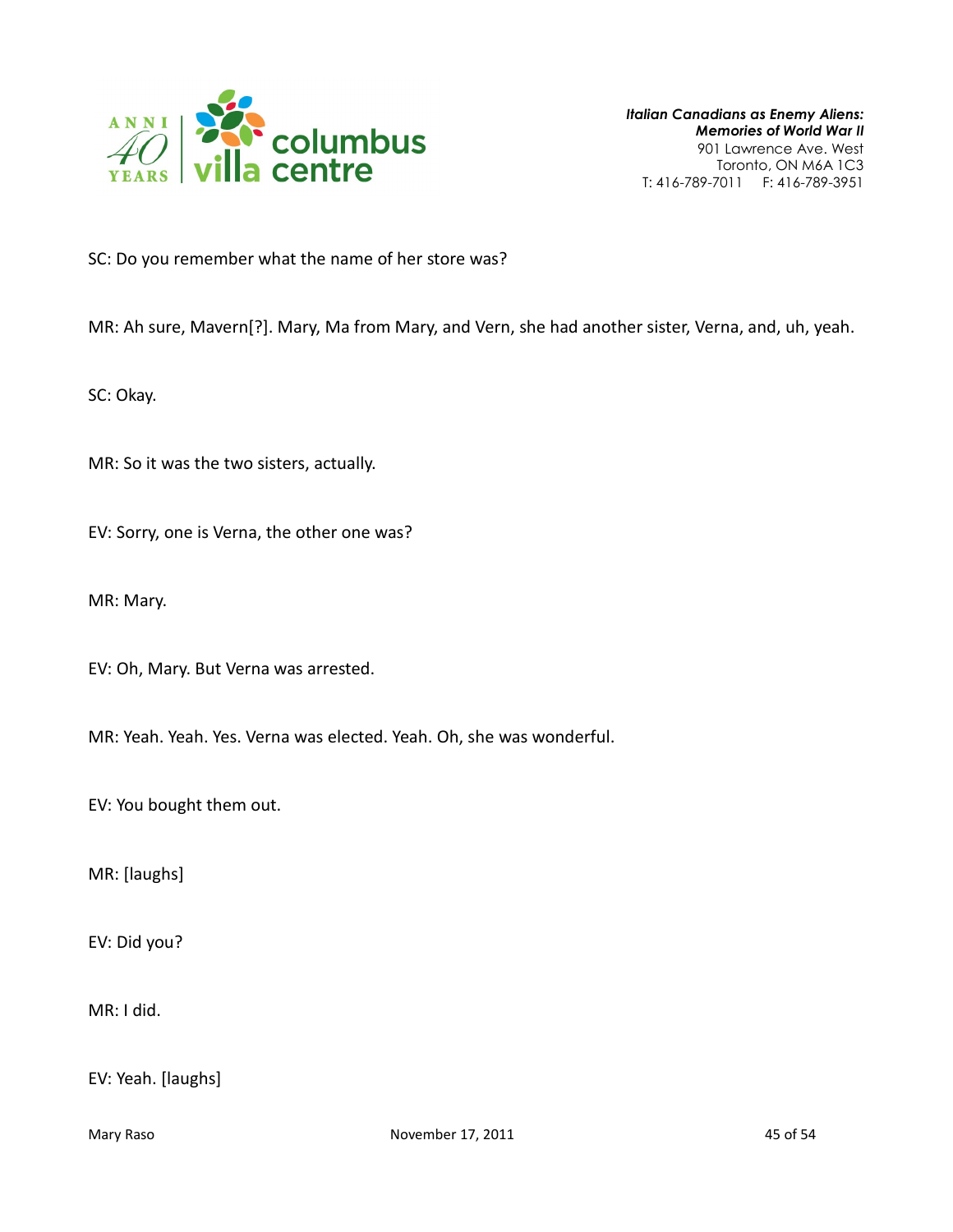SC: Do you remember what the name of her store was?

MR: Ah sure, Mavern[?]. Mary, Ma from Mary, and Vern, she had another sister, Verna, and, uh, yeah.

SC: Okay.

MR: So it was the two sisters, actually.

EV: Sorry, one is Verna, the other one was?

MR: Mary.

EV: Oh, Mary. But Verna was arrested.

MR: Yeah. Yeah. Yes. Verna was elected. Yeah. Oh, she was wonderful.

EV: You bought them out.

MR: [laughs]

EV: Did you?

MR: I did.

EV: Yeah. [laughs]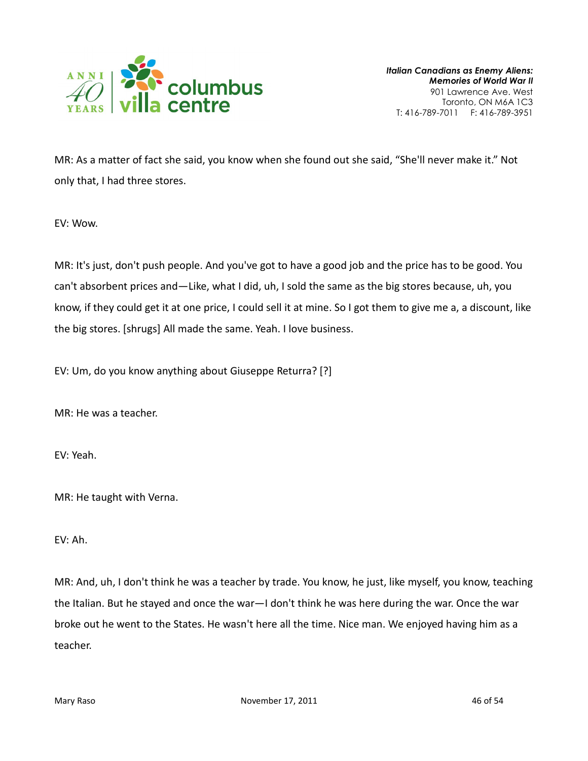MR: As a matter of fact she said, you know when she found out she said, “She'll never make it.” Not only that, I had three stores.

EV: Wow.

MR: It's just, don't push people. And you've got to have a good job and the price has to be good. You can't absorbent prices and—Like, what I did, uh, I sold the same as the big stores because, uh, you know, if they could get it at one price, I could sell it at mine. So I got them to give me a, a discount, like the big stores. [shrugs] All made the same. Yeah. I love business.

EV: Um, do you know anything about Giuseppe Returra? [?]

MR: He was a teacher.

EV: Yeah.

MR: He taught with Verna.

EV: Ah.

MR: And, uh, I don't think he was a teacher by trade. You know, he just, like myself, you know, teaching the Italian. But he stayed and once the war—I don't think he was here during the war. Once the war broke out he went to the States. He wasn't here all the time. Nice man. We enjoyed having him as a teacher.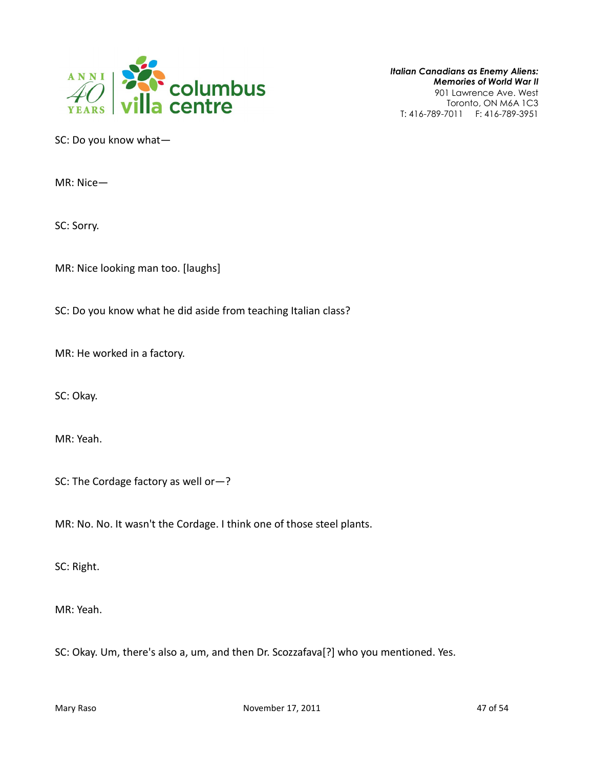SC: Do you know what—

MR: Nice—

SC: Sorry.

MR: Nice looking man too. [laughs]

SC: Do you know what he did aside from teaching Italian class?

MR: He worked in a factory.

SC: Okay.

MR: Yeah.

SC: The Cordage factory as well or—?

MR: No. No. It wasn't the Cordage. I think one of those steel plants.

SC: Right.

MR: Yeah.

SC: Okay. Um, there's also a, um, and then Dr. Scozzafava[?] who you mentioned. Yes.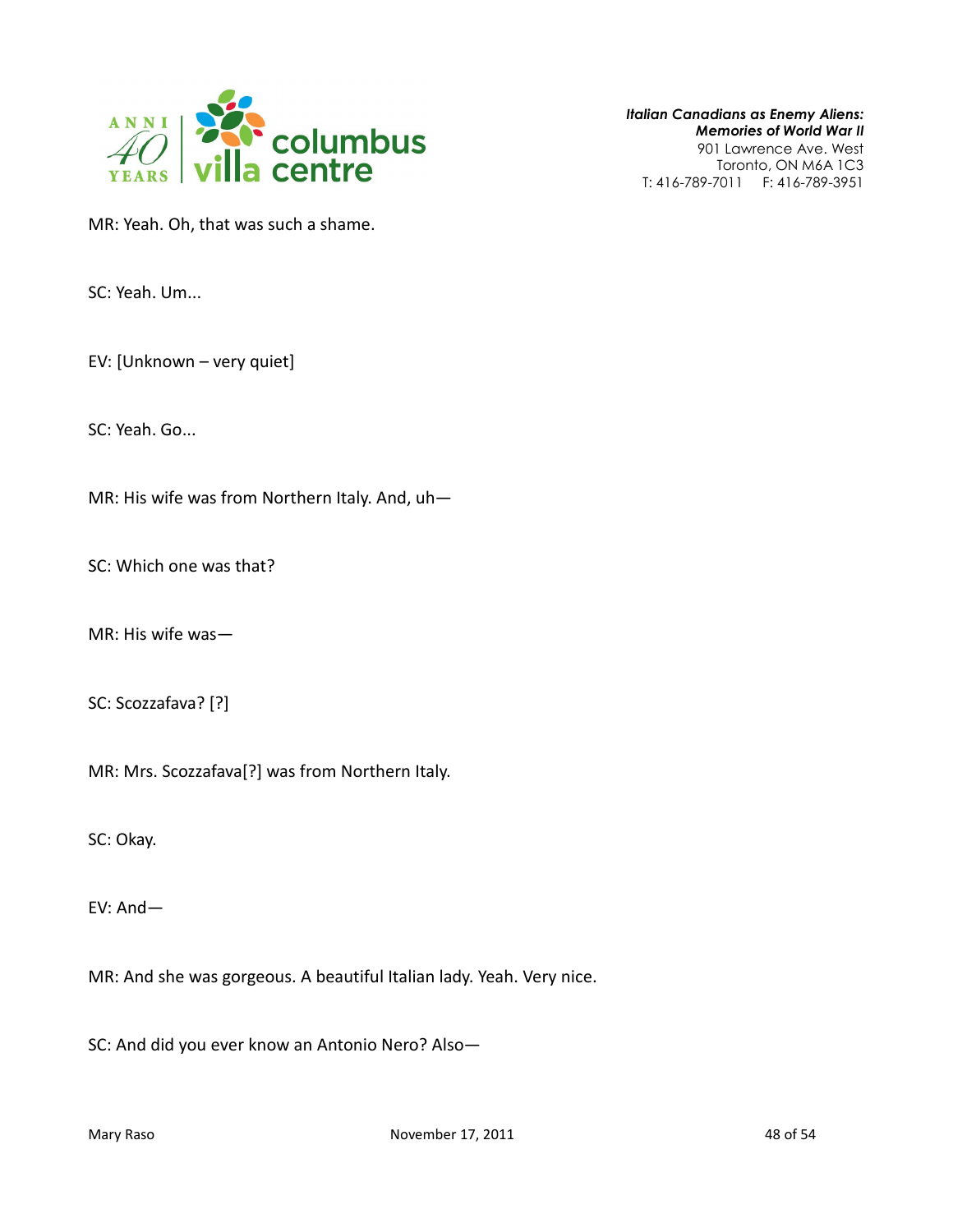MR: Yeah. Oh, that was such a shame.

SC: Yeah. Um...

EV: [Unknown – very quiet]

SC: Yeah. Go...

MR: His wife was from Northern Italy. And, uh—

SC: Which one was that?

MR: His wife was—

SC: Scozzafava? [?]

MR: Mrs. Scozzafava[?] was from Northern Italy.

SC: Okay.

EV: And—

MR: And she was gorgeous. A beautiful Italian lady. Yeah. Very nice.

SC: And did you ever know an Antonio Nero? Also—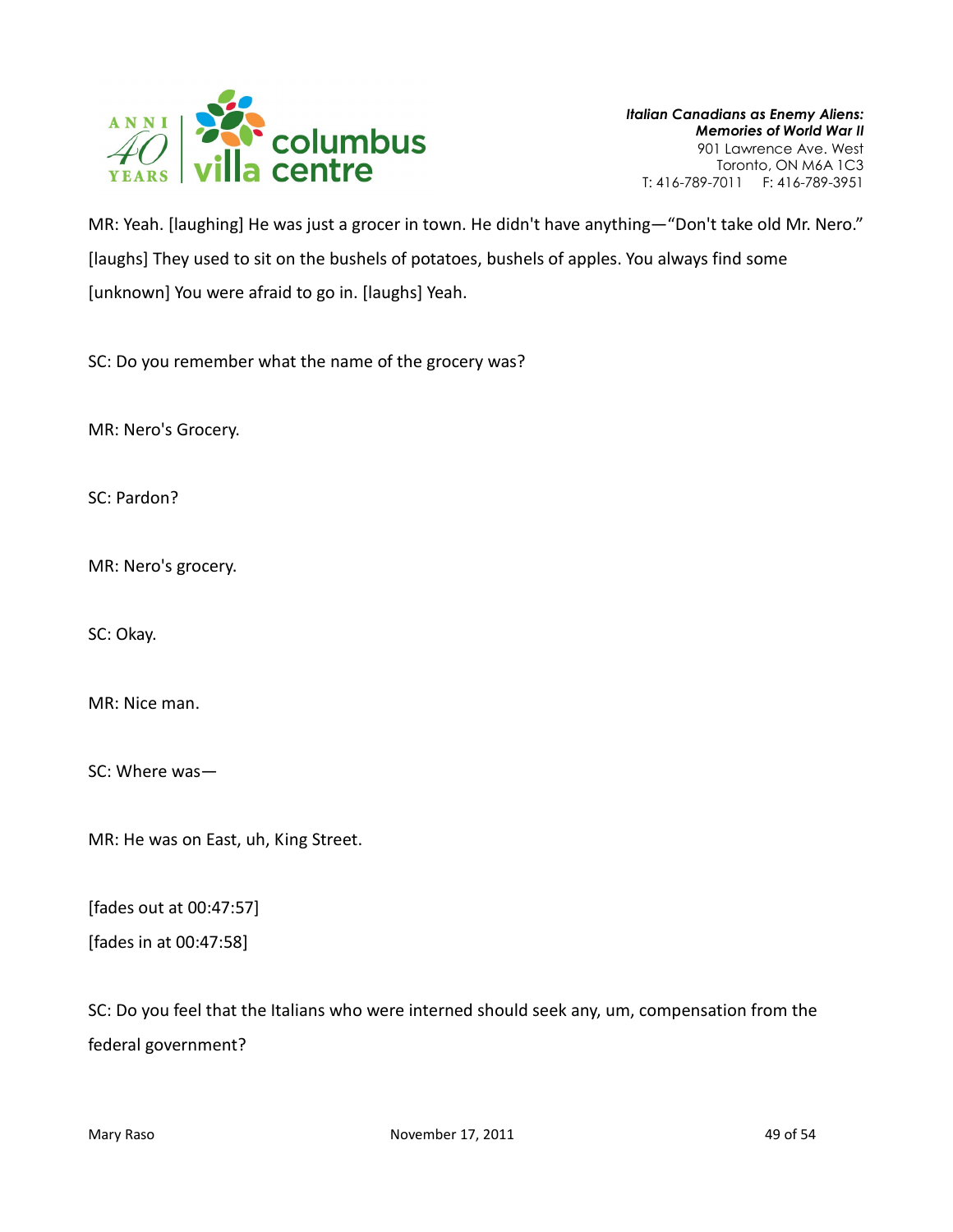MR: Yeah. [laughing] He was just a grocer in town. He didn't have anything—"Don't take old Mr. Nero." [laughs] They used to sit on the bushels of potatoes, bushels of apples. You always find some [unknown] You were afraid to go in. [laughs] Yeah.

SC: Do you remember what the name of the grocery was?

MR: Nero's Grocery.

SC: Pardon?

MR: Nero's grocery.

SC: Okay.

MR: Nice man.

SC: Where was—

MR: He was on East, uh, King Street.

[fades out at 00:47:57]
[fades in at 00:47:58]

SC: Do you feel that the Italians who were interned should seek any, um, compensation from the federal government?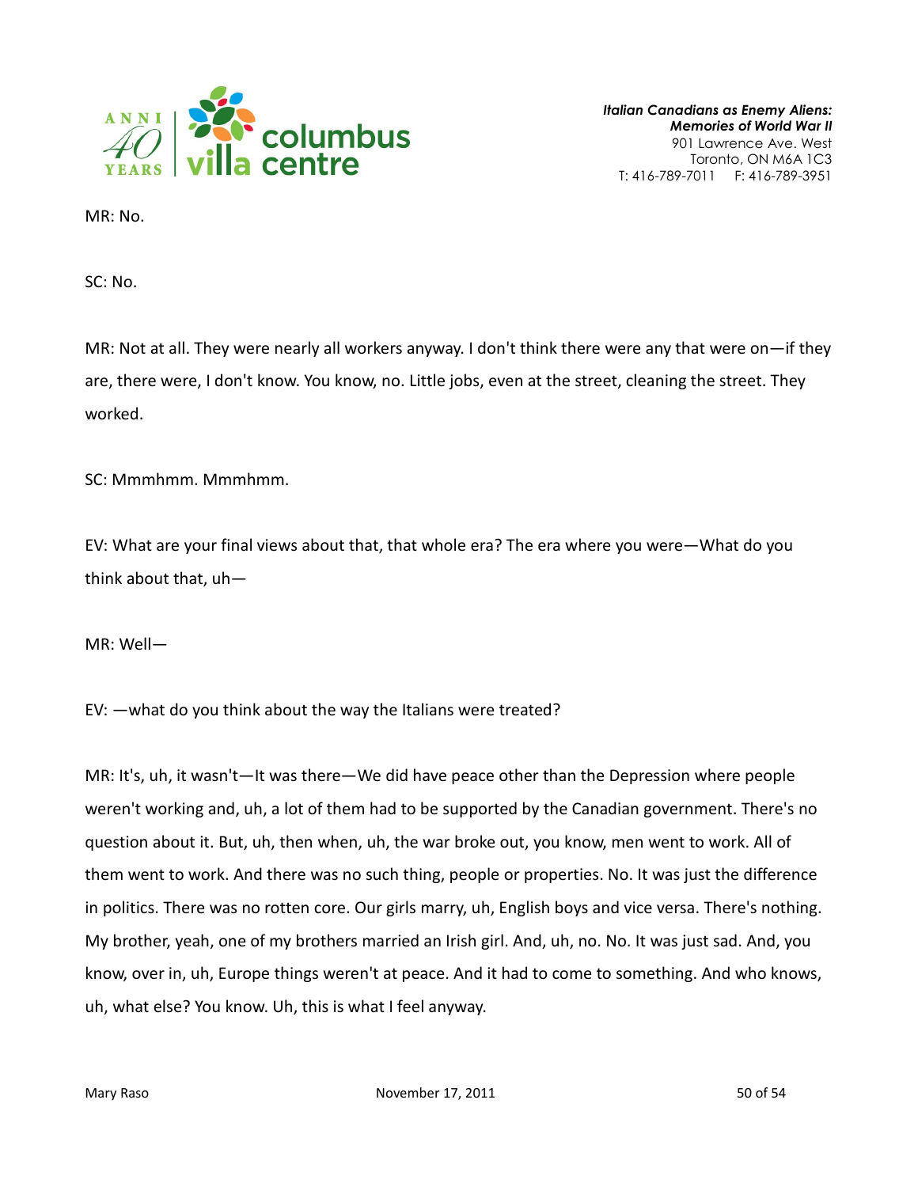MR: No.

SC: No.

MR: Not at all. They were nearly all workers anyway. I don't think there were any that were on—if they are, there were, I don't know. You know, no. Little jobs, even at the street, cleaning the street. They worked.

SC: Mmmhmm. Mmmhmm.

EV: What are your final views about that, that whole era? The era where you were—What do you think about that, uh—

MR: Well—

EV: —what do you think about the way the Italians were treated?

MR: It's, uh, it wasn't—It was there—We did have peace other than the Depression where people weren't working and, uh, a lot of them had to be supported by the Canadian government. There's no question about it. But, uh, then when, uh, the war broke out, you know, men went to work. All of them went to work. And there was no such thing, people or properties. No. It was just the difference in politics. There was no rotten core. Our girls marry, uh, English boys and vice versa. There's nothing. My brother, yeah, one of my brothers married an Irish girl. And, uh, no. No. It was just sad. And, you know, over in, uh, Europe things weren't at peace. And it had to come to something. And who knows, uh, what else? You know. Uh, this is what I feel anyway.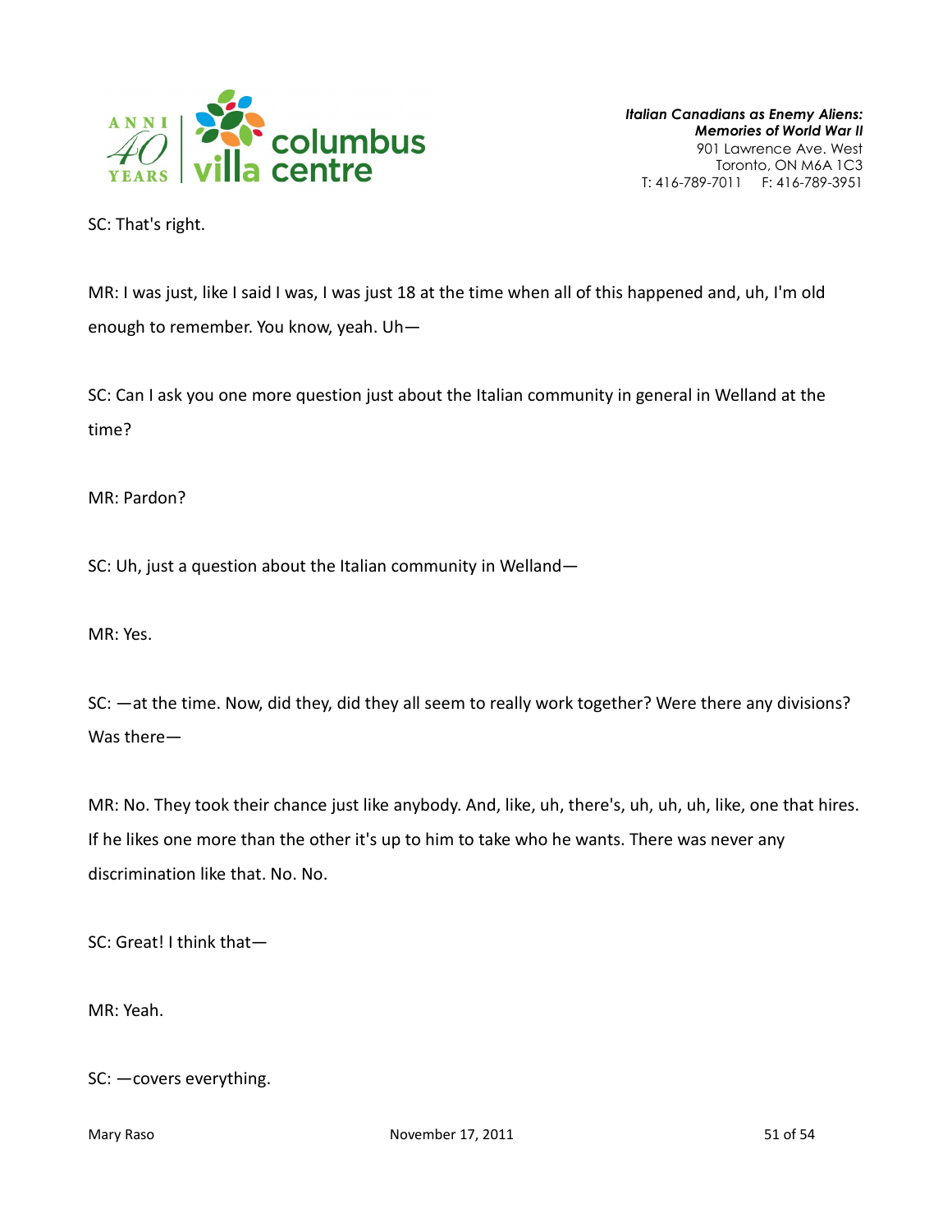SC: That's right.

MR: I was just, like I said I was, I was just 18 at the time when all of this happened and, uh, I'm old enough to remember. You know, yeah. Uh—

SC: Can I ask you one more question just about the Italian community in general in Welland at the time?

MR: Pardon?

SC: Uh, just a question about the Italian community in Welland—

MR: Yes.

SC: —at the time. Now, did they, did they all seem to really work together? Were there any divisions? Was there—

MR: No. They took their chance just like anybody. And, like, uh, there's, uh, uh, uh, like, one that hires. If he likes one more than the other it's up to him to take who he wants. There was never any discrimination like that. No. No.

SC: Great! I think that—

MR: Yeah.

SC: —covers everything.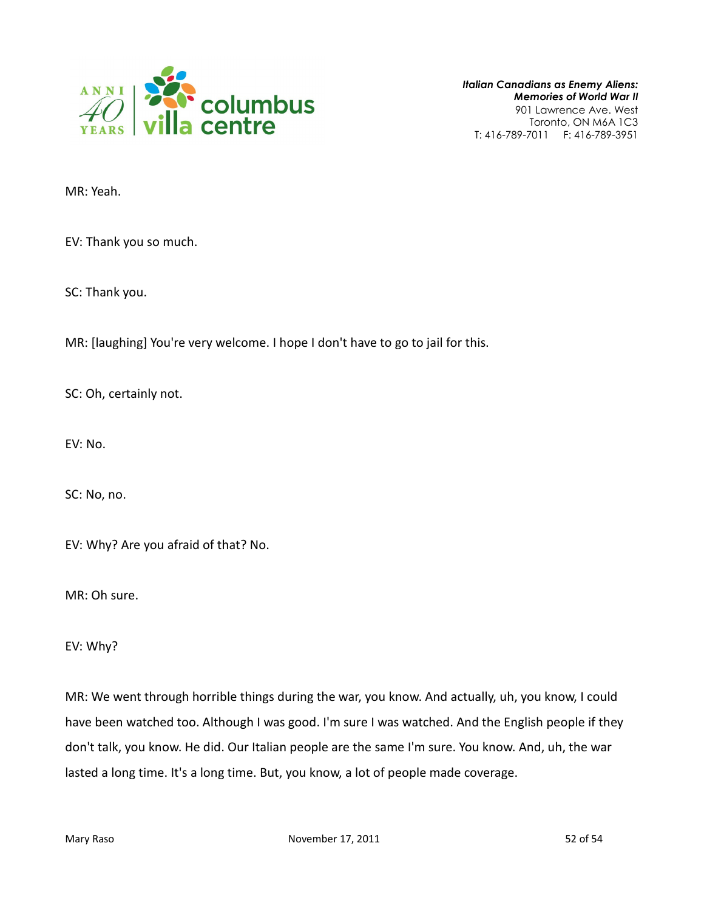MR: Yeah.

EV: Thank you so much.

SC: Thank you.

MR: [laughing] You're very welcome. I hope I don't have to go to jail for this.

SC: Oh, certainly not.

EV: No.

SC: No, no.

EV: Why? Are you afraid of that? No.

MR: Oh sure.

EV: Why?

MR: We went through horrible things during the war, you know. And actually, uh, you know, I could have been watched too. Although I was good. I'm sure I was watched. And the English people if they don't talk, you know. He did. Our Italian people are the same I'm sure. You know. And, uh, the war lasted a long time. It's a long time. But, you know, a lot of people made coverage.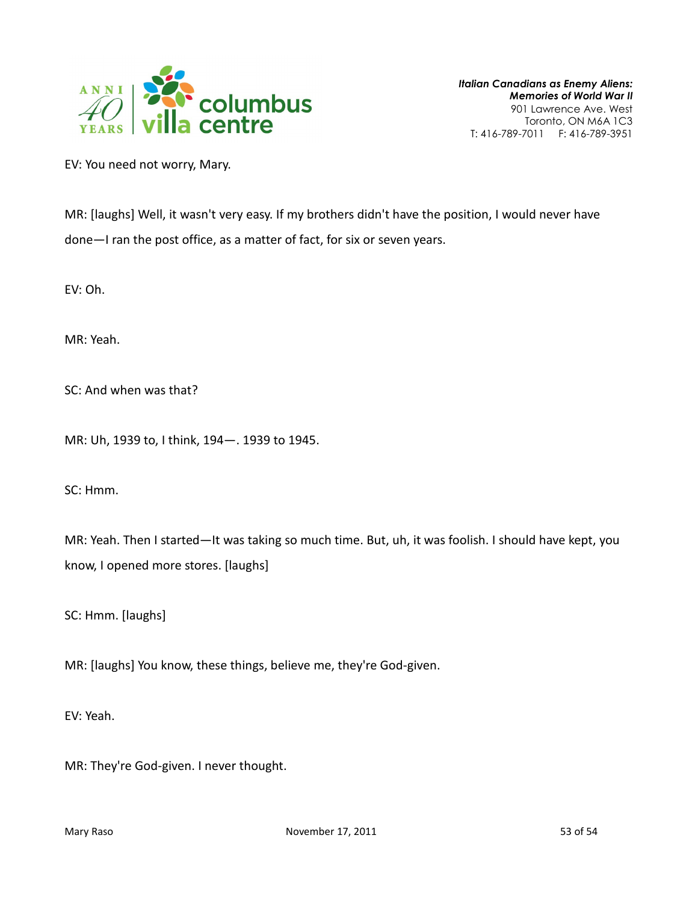EV: You need not worry, Mary.

MR: [laughs] Well, it wasn't very easy. If my brothers didn't have the position, I would never have done—I ran the post office, as a matter of fact, for six or seven years.

EV: Oh.

MR: Yeah.

SC: And when was that?

MR: Uh, 1939 to, I think, 194—. 1939 to 1945.

SC: Hmm.

MR: Yeah. Then I started—It was taking so much time. But, uh, it was foolish. I should have kept, you know, I opened more stores. [laughs]

SC: Hmm. [laughs]

MR: [laughs] You know, these things, believe me, they're God-given.

EV: Yeah.

MR: They're God-given. I never thought.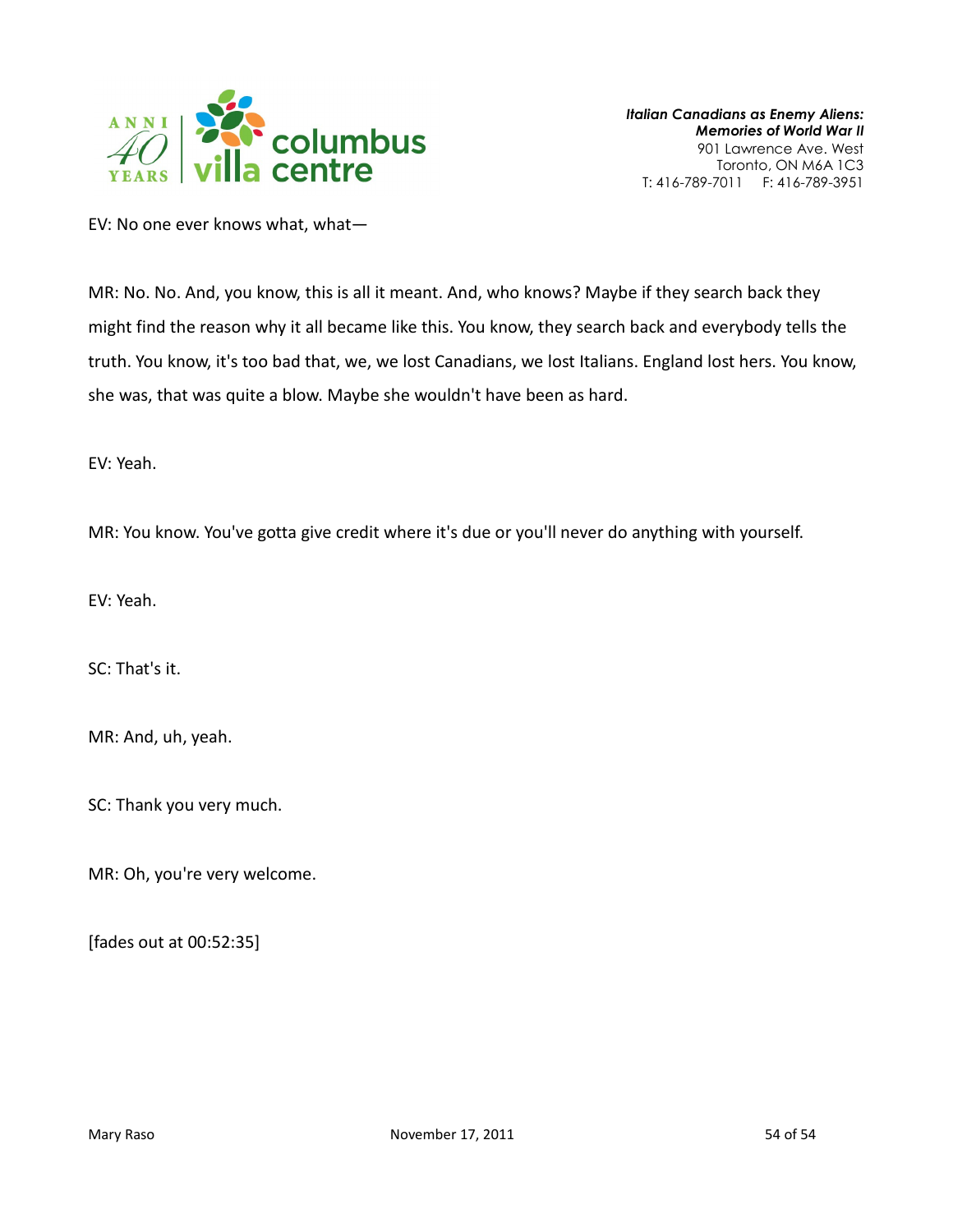EV: No one ever knows what, what—

MR: No. No. And, you know, this is all it meant. And, who knows? Maybe if they search back they might find the reason why it all became like this. You know, they search back and everybody tells the truth. You know, it's too bad that, we, we lost Canadians, we lost Italians. England lost hers. You know, she was, that was quite a blow. Maybe she wouldn't have been as hard.

EV: Yeah.

MR: You know. You've gotta give credit where it's due or you'll never do anything with yourself.

EV: Yeah.

SC: That's it.

MR: And, uh, yeah.

SC: Thank you very much.

MR: Oh, you're very welcome.

[fades out at 00:52:35]